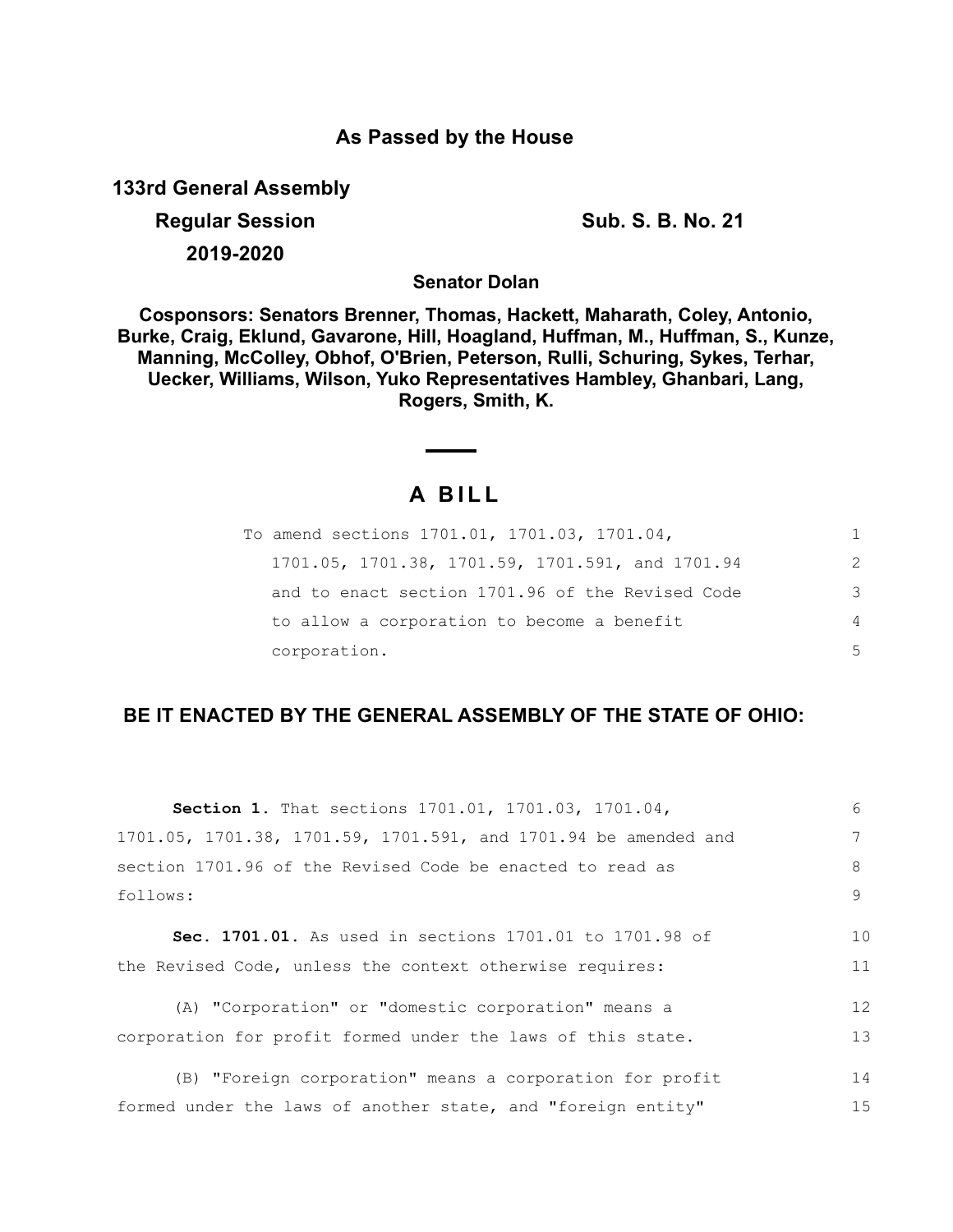**As Passed by the House**

**133rd General Assembly**

**Regular Session** **Sub. S. B. No. 21**

**2019-2020**

**Senator Dolan**

**Cosponsors: Senators Brenner, Thomas, Hackett, Maharath, Coley, Antonio, Burke, Craig, Eklund, Gavarone, Hill, Hoagland, Huffman, M., Huffman, S., Kunze, Manning, McColley, Obhof, O'Brien, Peterson, Rulli, Schuring, Sykes, Terhar, Uecker, Williams, Wilson, Yuko Representatives Hambley, Ghanbari, Lang, Rogers, Smith, K.**

# A BILL

To amend sections 1701.01, 1701.03, 1701.04, 1701.05, 1701.38, 1701.59, 1701.591, and 1701.94 and to enact section 1701.96 of the Revised Code to allow a corporation to become a benefit corporation.

**BE IT ENACTED BY THE GENERAL ASSEMBLY OF THE STATE OF OHIO:**

**Section 1.** That sections 1701.01, 1701.03, 1701.04, 1701.05, 1701.38, 1701.59, 1701.591, and 1701.94 be amended and section 1701.96 of the Revised Code be enacted to read as follows:

**Sec. 1701.01.** As used in sections 1701.01 to 1701.98 of the Revised Code, unless the context otherwise requires:

(A) "Corporation" or "domestic corporation" means a corporation for profit formed under the laws of this state.

(B) "Foreign corporation" means a corporation for profit formed under the laws of another state, and "foreign entity"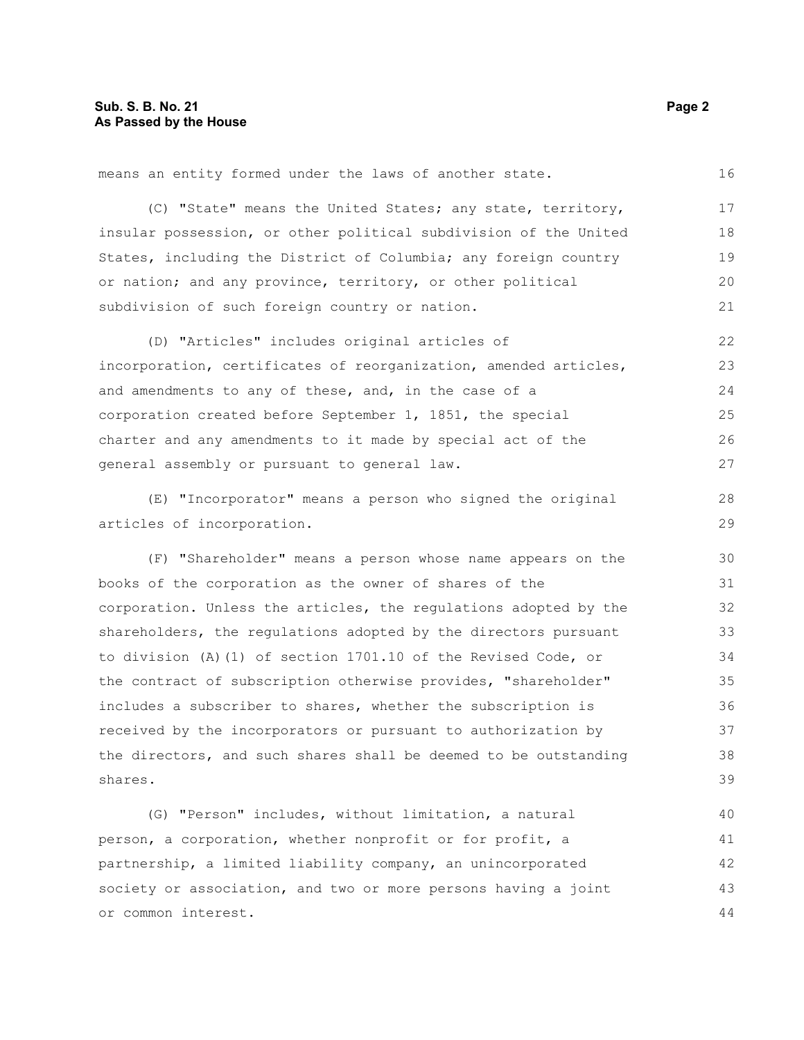means an entity formed under the laws of another state.

(C) "State" means the United States; any state, territory, insular possession, or other political subdivision of the United States, including the District of Columbia; any foreign country or nation; and any province, territory, or other political subdivision of such foreign country or nation.

(D) "Articles" includes original articles of incorporation, certificates of reorganization, amended articles, and amendments to any of these, and, in the case of a corporation created before September 1, 1851, the special charter and any amendments to it made by special act of the general assembly or pursuant to general law.

(E) "Incorporator" means a person who signed the original articles of incorporation.

(F) "Shareholder" means a person whose name appears on the books of the corporation as the owner of shares of the corporation. Unless the articles, the regulations adopted by the shareholders, the regulations adopted by the directors pursuant to division (A)(1) of section 1701.10 of the Revised Code, or the contract of subscription otherwise provides, "shareholder" includes a subscriber to shares, whether the subscription is received by the incorporators or pursuant to authorization by the directors, and such shares shall be deemed to be outstanding shares.

(G) "Person" includes, without limitation, a natural person, a corporation, whether nonprofit or for profit, a partnership, a limited liability company, an unincorporated society or association, and two or more persons having a joint or common interest.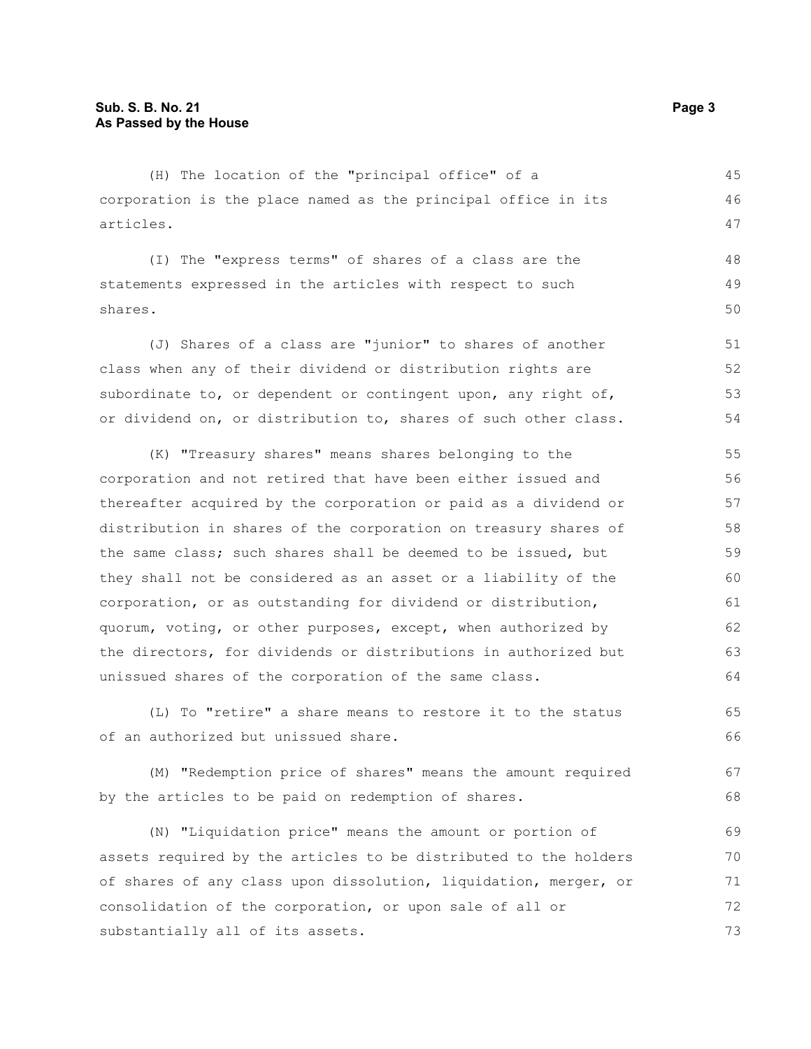(H) The location of the "principal office" of a corporation is the place named as the principal office in its articles.

(I) The "express terms" of shares of a class are the statements expressed in the articles with respect to such shares.

(J) Shares of a class are "junior" to shares of another class when any of their dividend or distribution rights are subordinate to, or dependent or contingent upon, any right of, or dividend on, or distribution to, shares of such other class.

(K) "Treasury shares" means shares belonging to the corporation and not retired that have been either issued and thereafter acquired by the corporation or paid as a dividend or distribution in shares of the corporation on treasury shares of the same class; such shares shall be deemed to be issued, but they shall not be considered as an asset or a liability of the corporation, or as outstanding for dividend or distribution, quorum, voting, or other purposes, except, when authorized by the directors, for dividends or distributions in authorized but unissued shares of the corporation of the same class.

(L) To "retire" a share means to restore it to the status of an authorized but unissued share.

(M) "Redemption price of shares" means the amount required by the articles to be paid on redemption of shares.

(N) "Liquidation price" means the amount or portion of assets required by the articles to be distributed to the holders of shares of any class upon dissolution, liquidation, merger, or consolidation of the corporation, or upon sale of all or substantially all of its assets.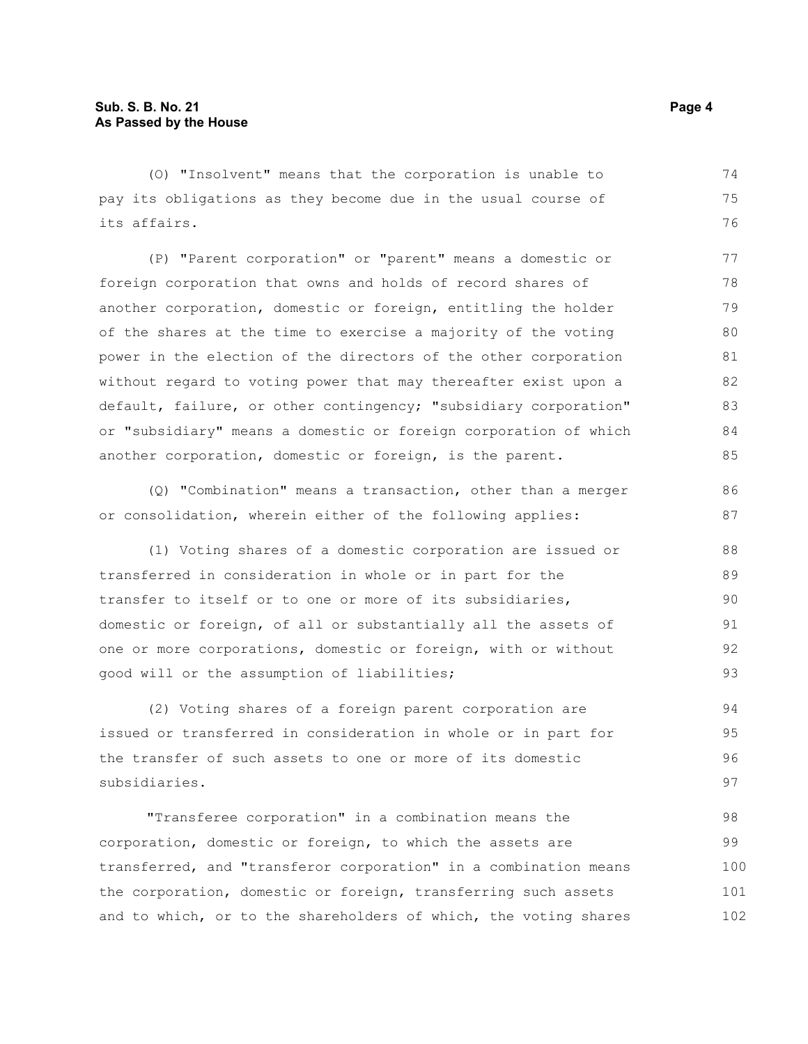(O) "Insolvent" means that the corporation is unable to pay its obligations as they become due in the usual course of its affairs.

(P) "Parent corporation" or "parent" means a domestic or foreign corporation that owns and holds of record shares of another corporation, domestic or foreign, entitling the holder of the shares at the time to exercise a majority of the voting power in the election of the directors of the other corporation without regard to voting power that may thereafter exist upon a default, failure, or other contingency; "subsidiary corporation" or "subsidiary" means a domestic or foreign corporation of which another corporation, domestic or foreign, is the parent.

(Q) "Combination" means a transaction, other than a merger or consolidation, wherein either of the following applies:

(1) Voting shares of a domestic corporation are issued or transferred in consideration in whole or in part for the transfer to itself or to one or more of its subsidiaries, domestic or foreign, of all or substantially all the assets of one or more corporations, domestic or foreign, with or without good will or the assumption of liabilities;

(2) Voting shares of a foreign parent corporation are issued or transferred in consideration in whole or in part for the transfer of such assets to one or more of its domestic subsidiaries.

"Transferee corporation" in a combination means the corporation, domestic or foreign, to which the assets are transferred, and "transferor corporation" in a combination means the corporation, domestic or foreign, transferring such assets and to which, or to the shareholders of which, the voting shares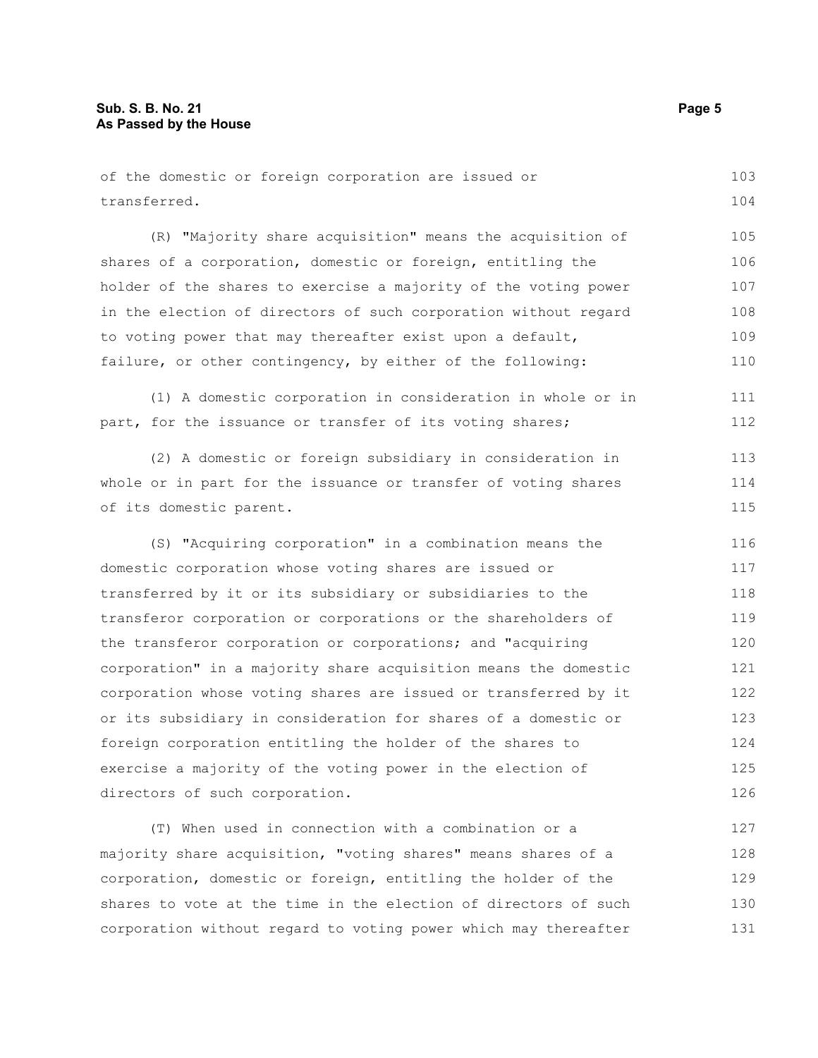of the domestic or foreign corporation are issued or transferred.

(R) "Majority share acquisition" means the acquisition of shares of a corporation, domestic or foreign, entitling the holder of the shares to exercise a majority of the voting power in the election of directors of such corporation without regard to voting power that may thereafter exist upon a default, failure, or other contingency, by either of the following:

(1) A domestic corporation in consideration in whole or in part, for the issuance or transfer of its voting shares;

(2) A domestic or foreign subsidiary in consideration in whole or in part for the issuance or transfer of voting shares of its domestic parent.

(S) "Acquiring corporation" in a combination means the domestic corporation whose voting shares are issued or transferred by it or its subsidiary or subsidiaries to the transferor corporation or corporations or the shareholders of the transferor corporation or corporations; and "acquiring corporation" in a majority share acquisition means the domestic corporation whose voting shares are issued or transferred by it or its subsidiary in consideration for shares of a domestic or foreign corporation entitling the holder of the shares to exercise a majority of the voting power in the election of directors of such corporation.

(T) When used in connection with a combination or a majority share acquisition, "voting shares" means shares of a corporation, domestic or foreign, entitling the holder of the shares to vote at the time in the election of directors of such corporation without regard to voting power which may thereafter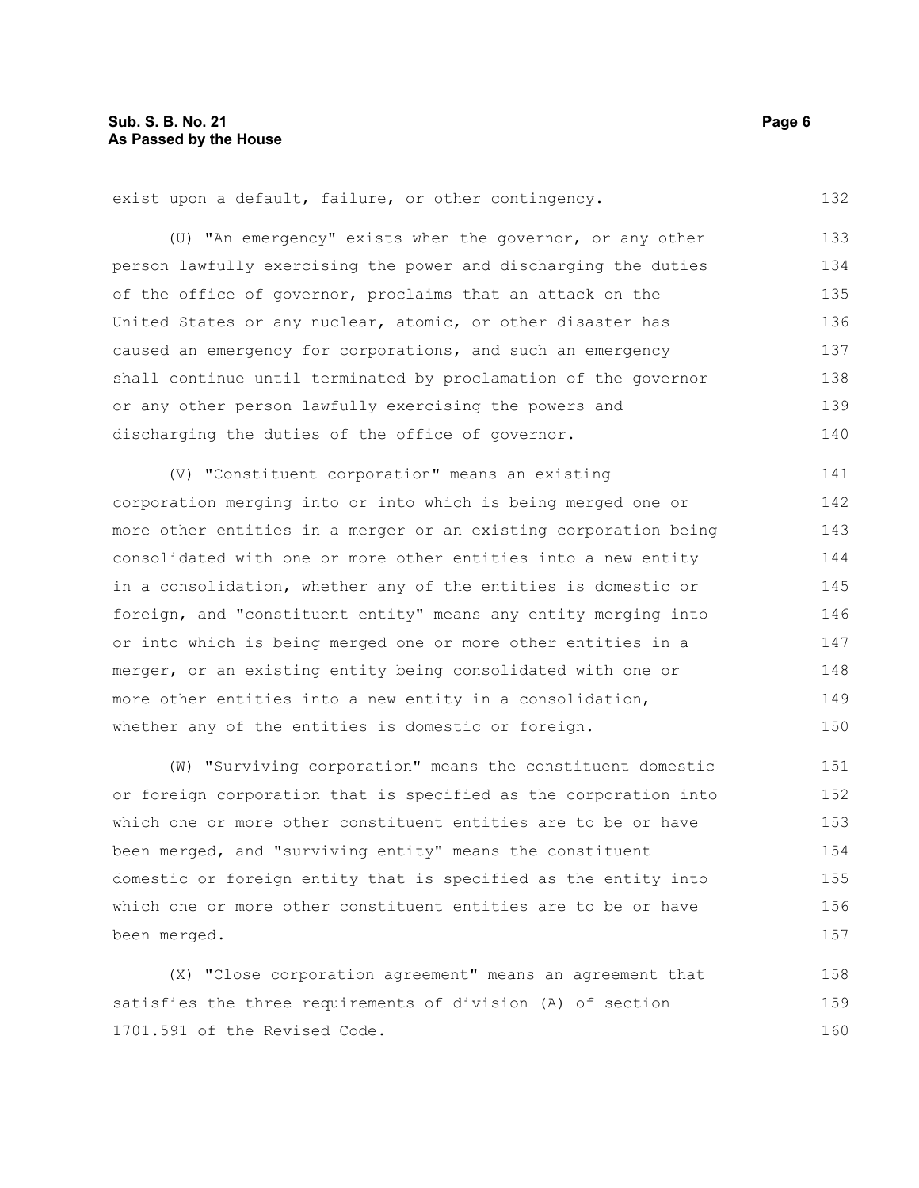exist upon a default, failure, or other contingency.

(U) "An emergency" exists when the governor, or any other person lawfully exercising the power and discharging the duties of the office of governor, proclaims that an attack on the United States or any nuclear, atomic, or other disaster has caused an emergency for corporations, and such an emergency shall continue until terminated by proclamation of the governor or any other person lawfully exercising the powers and discharging the duties of the office of governor.

(V) "Constituent corporation" means an existing corporation merging into or into which is being merged one or more other entities in a merger or an existing corporation being consolidated with one or more other entities into a new entity in a consolidation, whether any of the entities is domestic or foreign, and "constituent entity" means any entity merging into or into which is being merged one or more other entities in a merger, or an existing entity being consolidated with one or more other entities into a new entity in a consolidation, whether any of the entities is domestic or foreign.

(W) "Surviving corporation" means the constituent domestic or foreign corporation that is specified as the corporation into which one or more other constituent entities are to be or have been merged, and "surviving entity" means the constituent domestic or foreign entity that is specified as the entity into which one or more other constituent entities are to be or have been merged.

(X) "Close corporation agreement" means an agreement that satisfies the three requirements of division (A) of section 1701.591 of the Revised Code.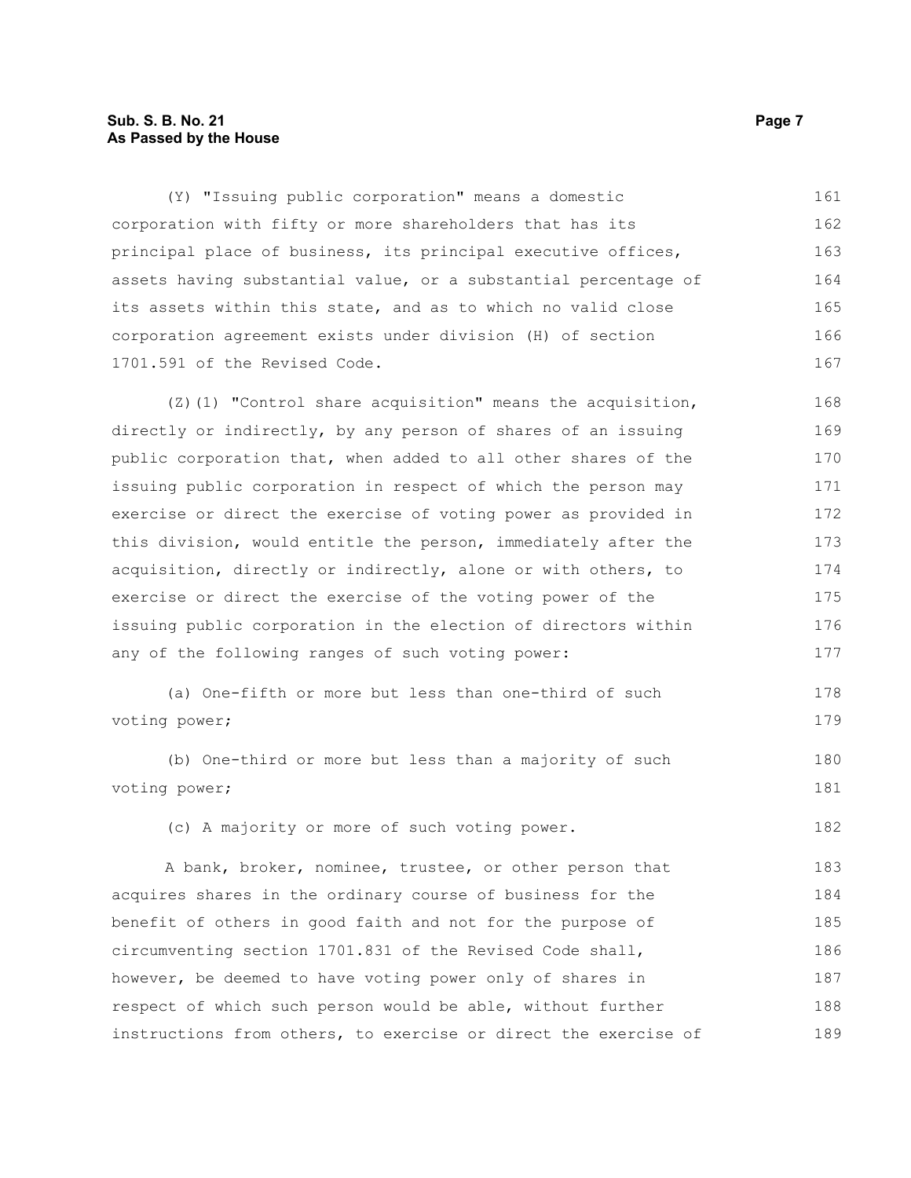(Y) "Issuing public corporation" means a domestic corporation with fifty or more shareholders that has its principal place of business, its principal executive offices, assets having substantial value, or a substantial percentage of its assets within this state, and as to which no valid close corporation agreement exists under division (H) of section 1701.591 of the Revised Code.

(Z)(1) "Control share acquisition" means the acquisition, directly or indirectly, by any person of shares of an issuing public corporation that, when added to all other shares of the issuing public corporation in respect of which the person may exercise or direct the exercise of voting power as provided in this division, would entitle the person, immediately after the acquisition, directly or indirectly, alone or with others, to exercise or direct the exercise of the voting power of the issuing public corporation in the election of directors within any of the following ranges of such voting power:

(a) One-fifth or more but less than one-third of such voting power;

(b) One-third or more but less than a majority of such voting power;

(c) A majority or more of such voting power.

A bank, broker, nominee, trustee, or other person that acquires shares in the ordinary course of business for the benefit of others in good faith and not for the purpose of circumventing section 1701.831 of the Revised Code shall, however, be deemed to have voting power only of shares in respect of which such person would be able, without further instructions from others, to exercise or direct the exercise of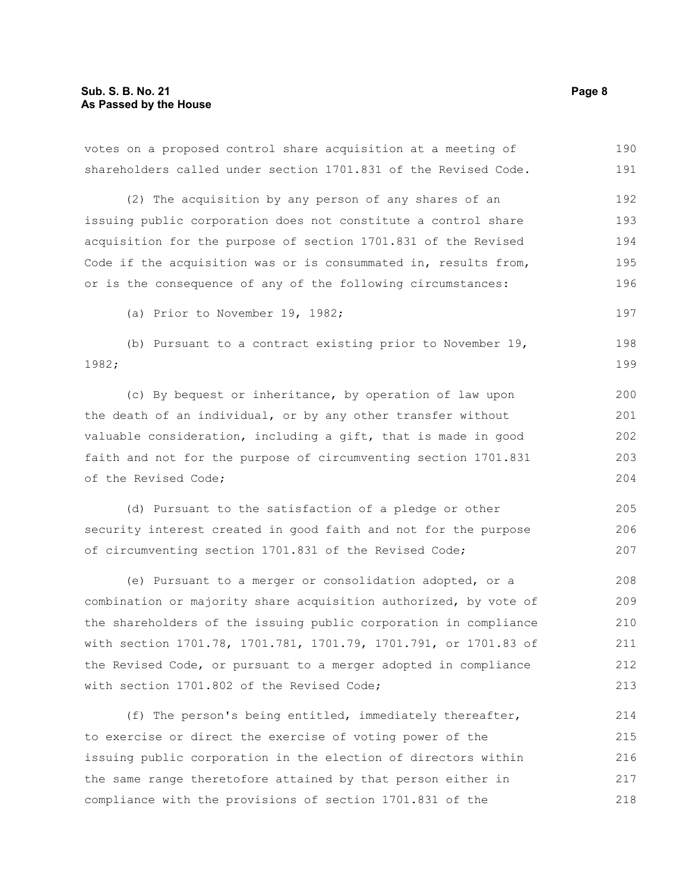votes on a proposed control share acquisition at a meeting of shareholders called under section 1701.831 of the Revised Code.

(2) The acquisition by any person of any shares of an issuing public corporation does not constitute a control share acquisition for the purpose of section 1701.831 of the Revised Code if the acquisition was or is consummated in, results from, or is the consequence of any of the following circumstances:

(a) Prior to November 19, 1982;

(b) Pursuant to a contract existing prior to November 19, 1982;

(c) By bequest or inheritance, by operation of law upon the death of an individual, or by any other transfer without valuable consideration, including a gift, that is made in good faith and not for the purpose of circumventing section 1701.831 of the Revised Code;

(d) Pursuant to the satisfaction of a pledge or other security interest created in good faith and not for the purpose of circumventing section 1701.831 of the Revised Code;

(e) Pursuant to a merger or consolidation adopted, or a combination or majority share acquisition authorized, by vote of the shareholders of the issuing public corporation in compliance with section 1701.78, 1701.781, 1701.79, 1701.791, or 1701.83 of the Revised Code, or pursuant to a merger adopted in compliance with section 1701.802 of the Revised Code;

(f) The person's being entitled, immediately thereafter, to exercise or direct the exercise of voting power of the issuing public corporation in the election of directors within the same range theretofore attained by that person either in compliance with the provisions of section 1701.831 of the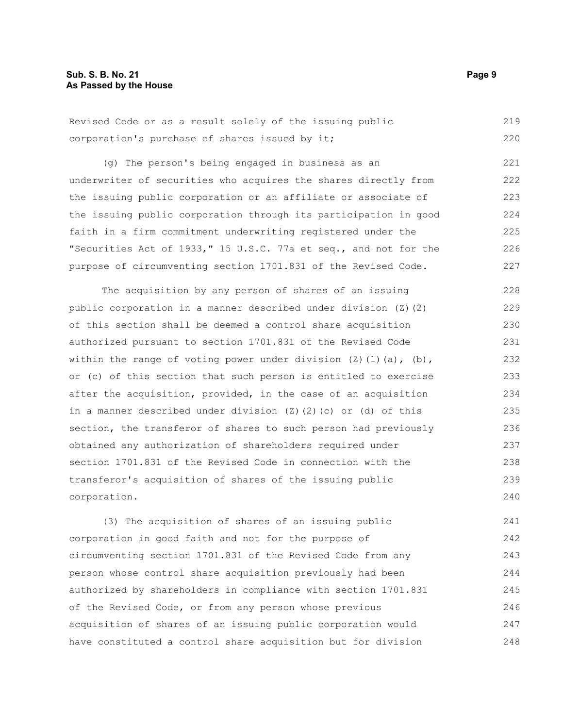Revised Code or as a result solely of the issuing public corporation's purchase of shares issued by it;

(g) The person's being engaged in business as an underwriter of securities who acquires the shares directly from the issuing public corporation or an affiliate or associate of the issuing public corporation through its participation in good faith in a firm commitment underwriting registered under the "Securities Act of 1933," 15 U.S.C. 77a et seq., and not for the purpose of circumventing section 1701.831 of the Revised Code.

The acquisition by any person of shares of an issuing public corporation in a manner described under division (Z)(2) of this section shall be deemed a control share acquisition authorized pursuant to section 1701.831 of the Revised Code within the range of voting power under division (Z)(1)(a), (b), or (c) of this section that such person is entitled to exercise after the acquisition, provided, in the case of an acquisition in a manner described under division (Z)(2)(c) or (d) of this section, the transferor of shares to such person had previously obtained any authorization of shareholders required under section 1701.831 of the Revised Code in connection with the transferor's acquisition of shares of the issuing public corporation.

(3) The acquisition of shares of an issuing public corporation in good faith and not for the purpose of circumventing section 1701.831 of the Revised Code from any person whose control share acquisition previously had been authorized by shareholders in compliance with section 1701.831 of the Revised Code, or from any person whose previous acquisition of shares of an issuing public corporation would have constituted a control share acquisition but for division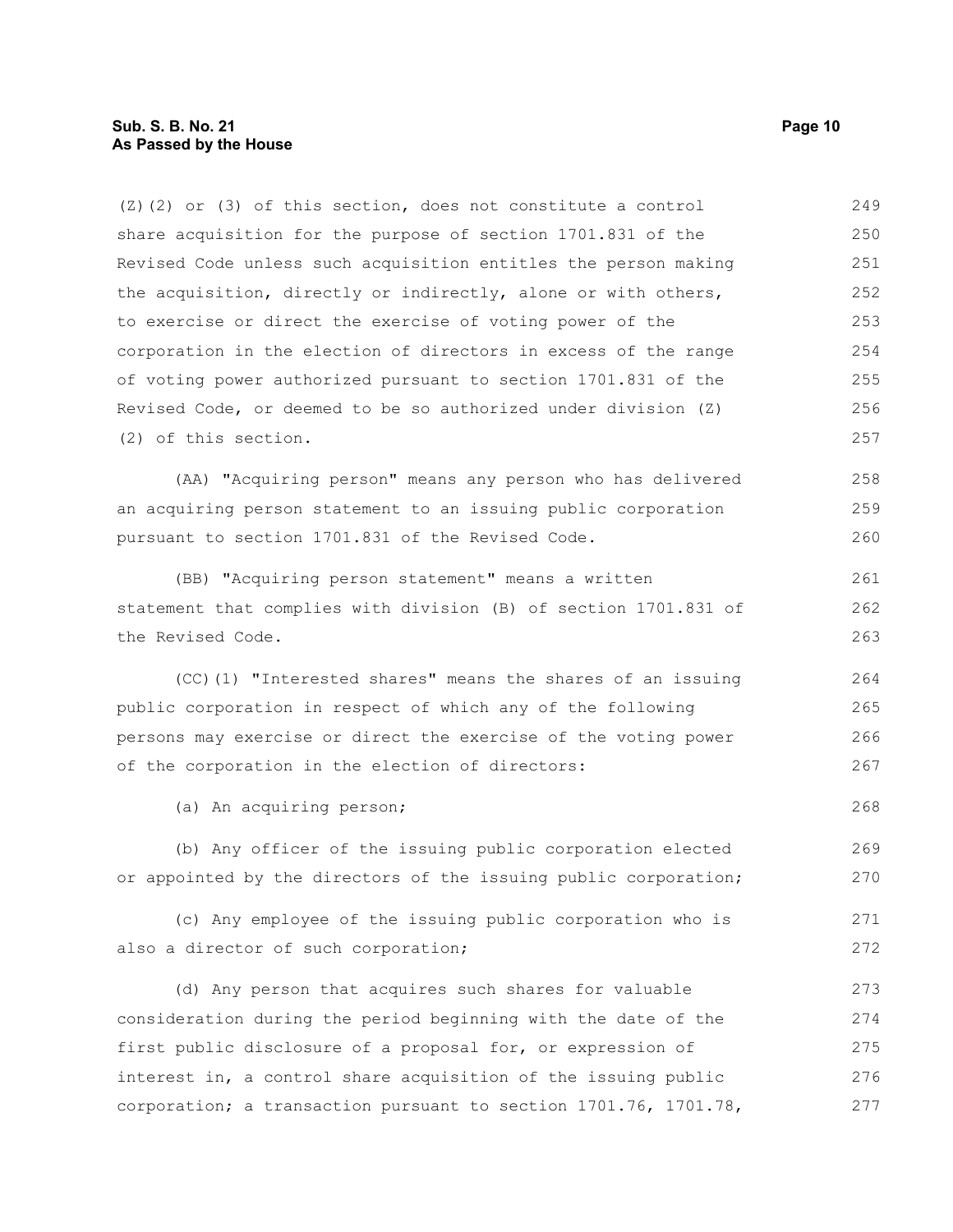(Z)(2) or (3) of this section, does not constitute a control share acquisition for the purpose of section 1701.831 of the Revised Code unless such acquisition entitles the person making the acquisition, directly or indirectly, alone or with others, to exercise or direct the exercise of voting power of the corporation in the election of directors in excess of the range of voting power authorized pursuant to section 1701.831 of the Revised Code, or deemed to be so authorized under division (Z)(2) of this section.

(AA) "Acquiring person" means any person who has delivered an acquiring person statement to an issuing public corporation pursuant to section 1701.831 of the Revised Code.

(BB) "Acquiring person statement" means a written statement that complies with division (B) of section 1701.831 of the Revised Code.

(CC)(1) "Interested shares" means the shares of an issuing public corporation in respect of which any of the following persons may exercise or direct the exercise of the voting power of the corporation in the election of directors:

(a) An acquiring person;

(b) Any officer of the issuing public corporation elected or appointed by the directors of the issuing public corporation;

(c) Any employee of the issuing public corporation who is also a director of such corporation;

(d) Any person that acquires such shares for valuable consideration during the period beginning with the date of the first public disclosure of a proposal for, or expression of interest in, a control share acquisition of the issuing public corporation; a transaction pursuant to section 1701.76, 1701.78,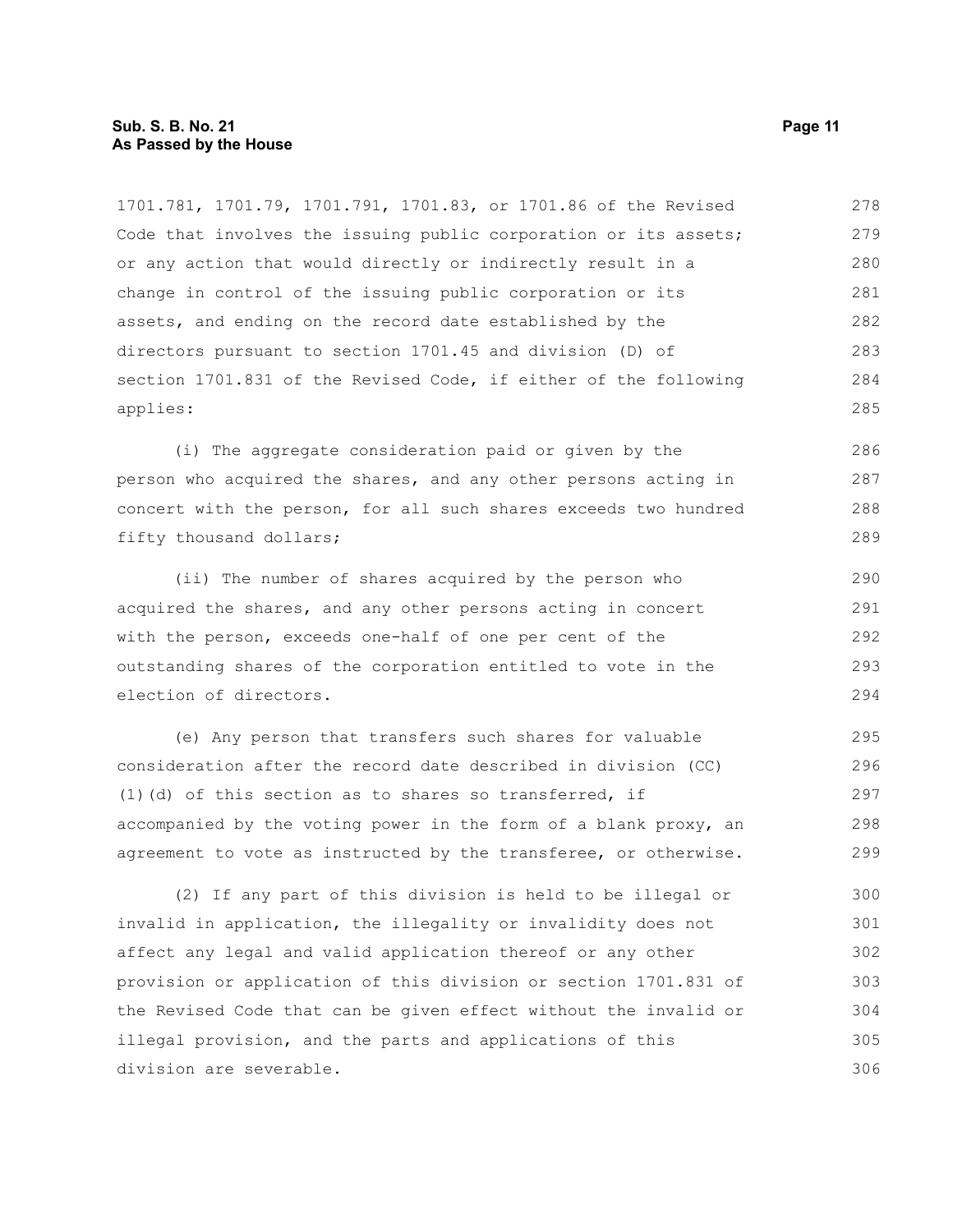1701.781, 1701.79, 1701.791, 1701.83, or 1701.86 of the Revised Code that involves the issuing public corporation or its assets; or any action that would directly or indirectly result in a change in control of the issuing public corporation or its assets, and ending on the record date established by the directors pursuant to section 1701.45 and division (D) of section 1701.831 of the Revised Code, if either of the following applies:

(i) The aggregate consideration paid or given by the person who acquired the shares, and any other persons acting in concert with the person, for all such shares exceeds two hundred fifty thousand dollars;

(ii) The number of shares acquired by the person who acquired the shares, and any other persons acting in concert with the person, exceeds one-half of one per cent of the outstanding shares of the corporation entitled to vote in the election of directors.

(e) Any person that transfers such shares for valuable consideration after the record date described in division (CC)(1)(d) of this section as to shares so transferred, if accompanied by the voting power in the form of a blank proxy, an agreement to vote as instructed by the transferee, or otherwise.

(2) If any part of this division is held to be illegal or invalid in application, the illegality or invalidity does not affect any legal and valid application thereof or any other provision or application of this division or section 1701.831 of the Revised Code that can be given effect without the invalid or illegal provision, and the parts and applications of this division are severable.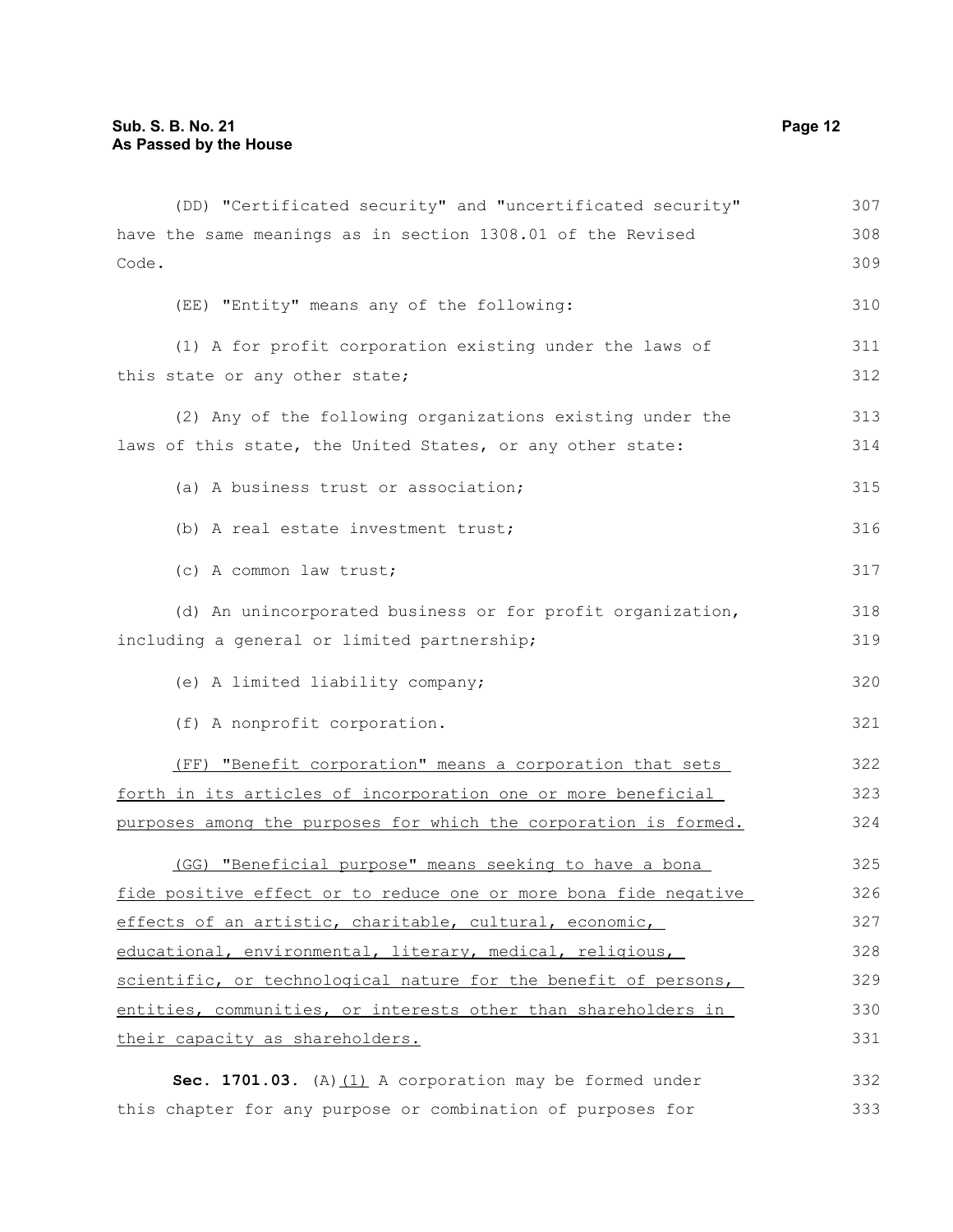(DD) "Certificated security" and "uncertificated security" have the same meanings as in section 1308.01 of the Revised Code.

(EE) "Entity" means any of the following:

(1) A for profit corporation existing under the laws of this state or any other state;

(2) Any of the following organizations existing under the laws of this state, the United States, or any other state:

(a) A business trust or association;

(b) A real estate investment trust;

(c) A common law trust;

(d) An unincorporated business or for profit organization, including a general or limited partnership;

(e) A limited liability company;

(f) A nonprofit corporation.

<u>(FF) "Benefit corporation" means a corporation that sets forth in its articles of incorporation one or more beneficial purposes among the purposes for which the corporation is formed.</u>

<u>(GG) "Beneficial purpose" means seeking to have a bona fide positive effect or to reduce one or more bona fide negative effects of an artistic, charitable, cultural, economic, educational, environmental, literary, medical, religious, scientific, or technological nature for the benefit of persons, entities, communities, or interests other than shareholders in their capacity as shareholders.</u>

**Sec. 1701.03.** (A)<u>(1)</u> A corporation may be formed under this chapter for any purpose or combination of purposes for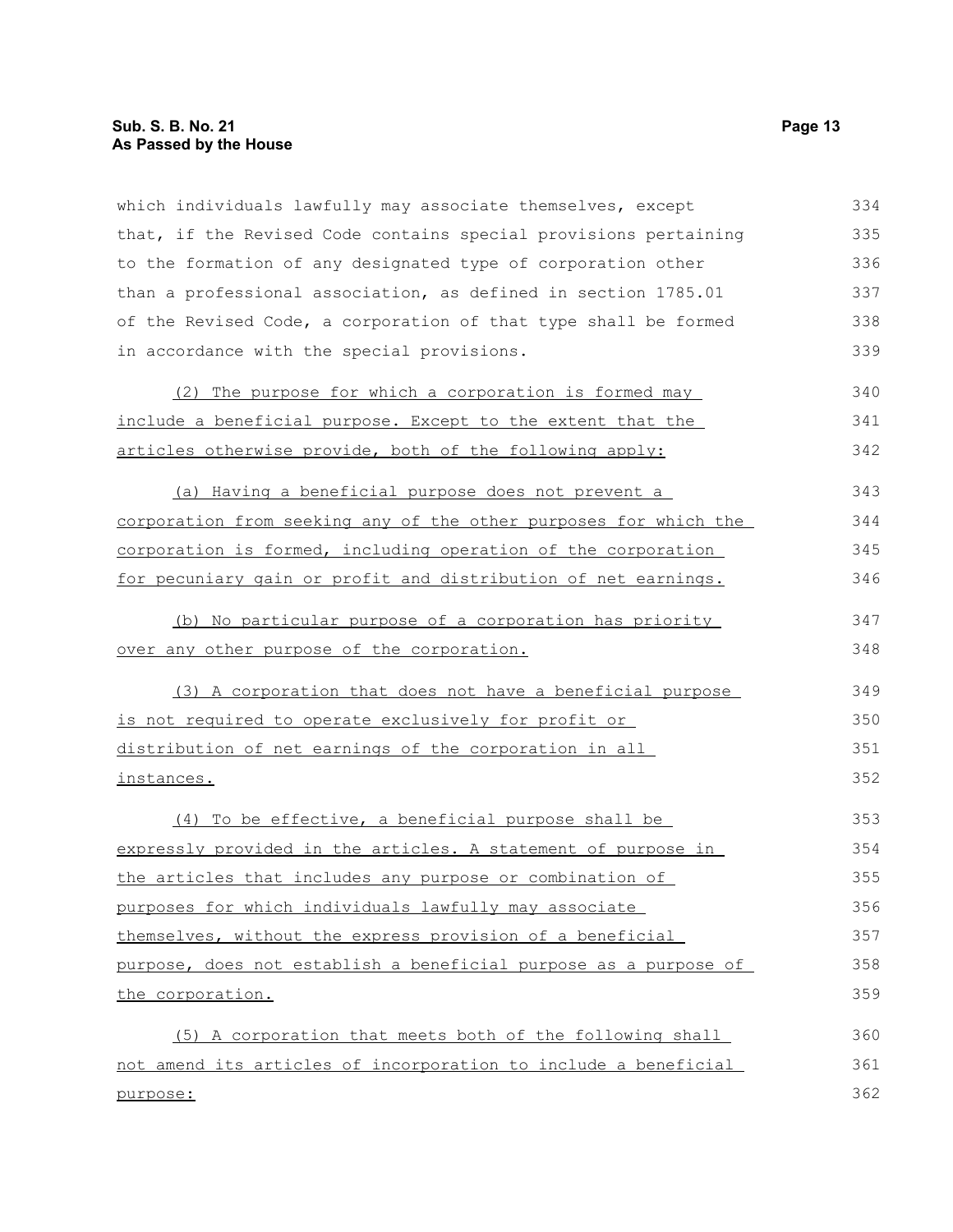which individuals lawfully may associate themselves, except that, if the Revised Code contains special provisions pertaining to the formation of any designated type of corporation other than a professional association, as defined in section 1785.01 of the Revised Code, a corporation of that type shall be formed in accordance with the special provisions.

(2) The purpose for which a corporation is formed may include a beneficial purpose. Except to the extent that the articles otherwise provide, both of the following apply:

(a) Having a beneficial purpose does not prevent a corporation from seeking any of the other purposes for which the corporation is formed, including operation of the corporation for pecuniary gain or profit and distribution of net earnings.

(b) No particular purpose of a corporation has priority over any other purpose of the corporation.

(3) A corporation that does not have a beneficial purpose is not required to operate exclusively for profit or distribution of net earnings of the corporation in all instances.

(4) To be effective, a beneficial purpose shall be expressly provided in the articles. A statement of purpose in the articles that includes any purpose or combination of purposes for which individuals lawfully may associate themselves, without the express provision of a beneficial purpose, does not establish a beneficial purpose as a purpose of the corporation.

(5) A corporation that meets both of the following shall not amend its articles of incorporation to include a beneficial purpose: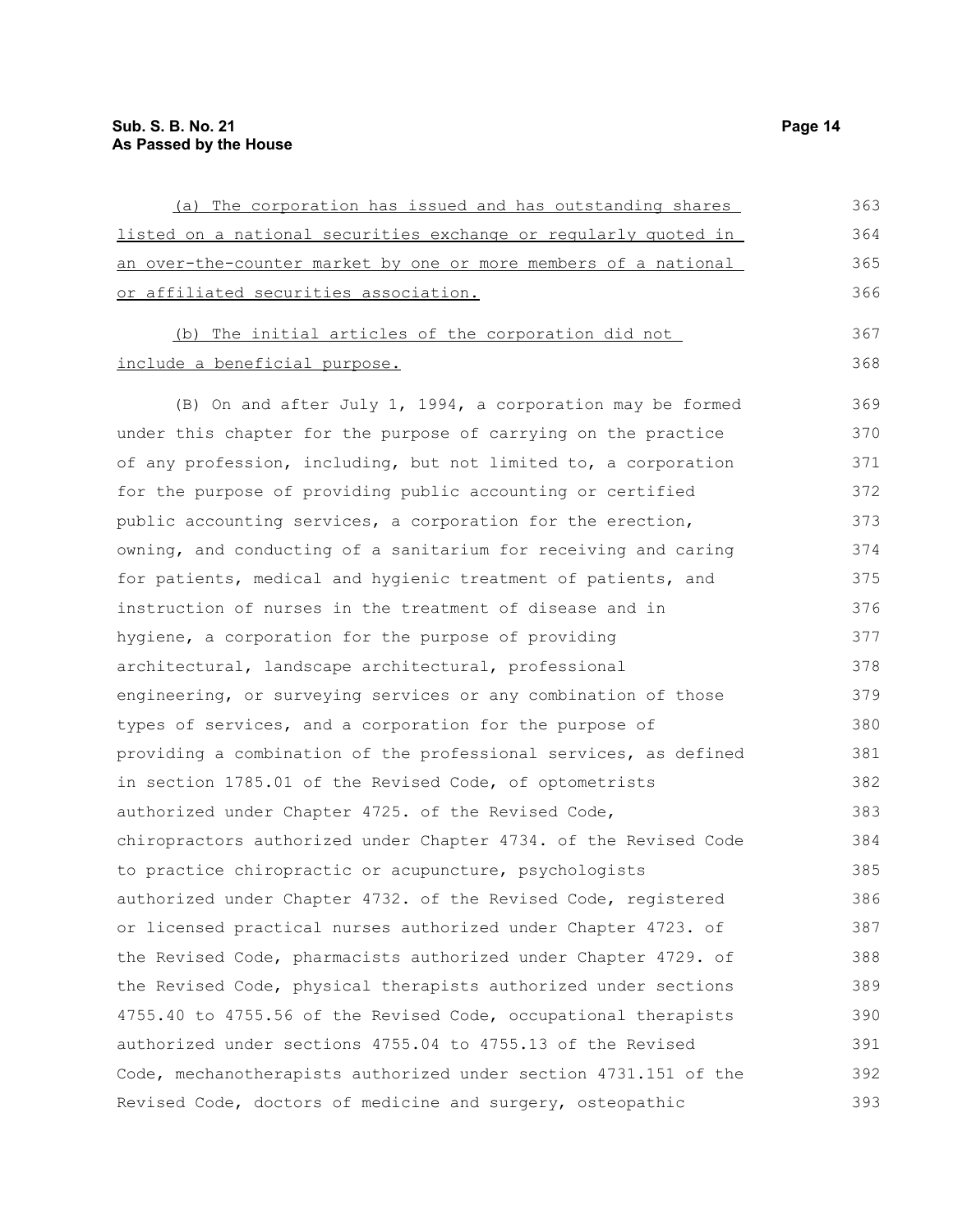(a) The corporation has issued and has outstanding shares listed on a national securities exchange or regularly quoted in an over-the-counter market by one or more members of a national or affiliated securities association.

(b) The initial articles of the corporation did not include a beneficial purpose.

(B) On and after July 1, 1994, a corporation may be formed under this chapter for the purpose of carrying on the practice of any profession, including, but not limited to, a corporation for the purpose of providing public accounting or certified public accounting services, a corporation for the erection, owning, and conducting of a sanitarium for receiving and caring for patients, medical and hygienic treatment of patients, and instruction of nurses in the treatment of disease and in hygiene, a corporation for the purpose of providing architectural, landscape architectural, professional engineering, or surveying services or any combination of those types of services, and a corporation for the purpose of providing a combination of the professional services, as defined in section 1785.01 of the Revised Code, of optometrists authorized under Chapter 4725. of the Revised Code, chiropractors authorized under Chapter 4734. of the Revised Code to practice chiropractic or acupuncture, psychologists authorized under Chapter 4732. of the Revised Code, registered or licensed practical nurses authorized under Chapter 4723. of the Revised Code, pharmacists authorized under Chapter 4729. of the Revised Code, physical therapists authorized under sections 4755.40 to 4755.56 of the Revised Code, occupational therapists authorized under sections 4755.04 to 4755.13 of the Revised Code, mechanotherapists authorized under section 4731.151 of the Revised Code, doctors of medicine and surgery, osteopathic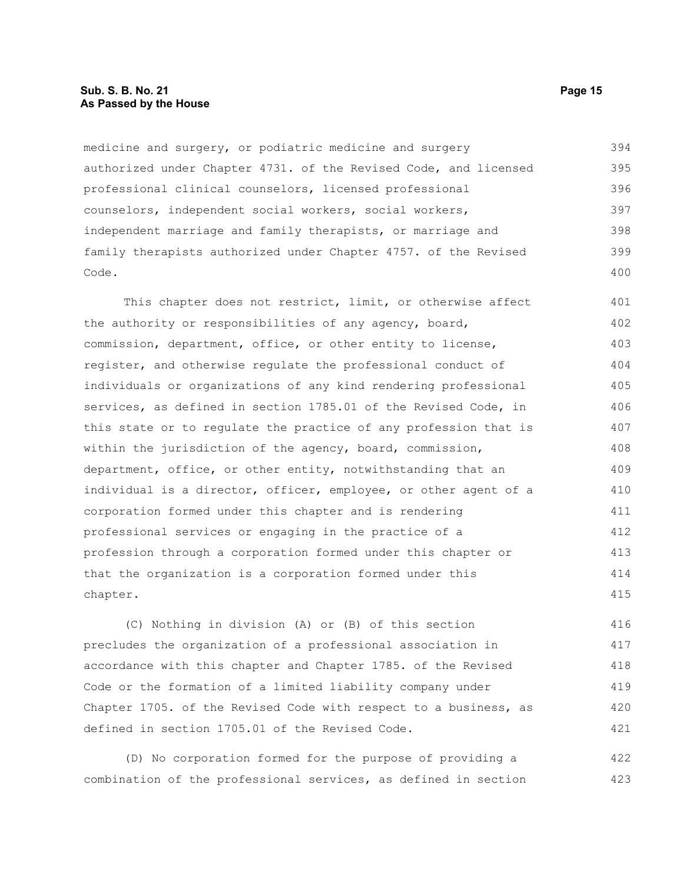medicine and surgery, or podiatric medicine and surgery authorized under Chapter 4731. of the Revised Code, and licensed professional clinical counselors, licensed professional counselors, independent social workers, social workers, independent marriage and family therapists, or marriage and family therapists authorized under Chapter 4757. of the Revised Code.

This chapter does not restrict, limit, or otherwise affect the authority or responsibilities of any agency, board, commission, department, office, or other entity to license, register, and otherwise regulate the professional conduct of individuals or organizations of any kind rendering professional services, as defined in section 1785.01 of the Revised Code, in this state or to regulate the practice of any profession that is within the jurisdiction of the agency, board, commission, department, office, or other entity, notwithstanding that an individual is a director, officer, employee, or other agent of a corporation formed under this chapter and is rendering professional services or engaging in the practice of a profession through a corporation formed under this chapter or that the organization is a corporation formed under this chapter.

(C) Nothing in division (A) or (B) of this section precludes the organization of a professional association in accordance with this chapter and Chapter 1785. of the Revised Code or the formation of a limited liability company under Chapter 1705. of the Revised Code with respect to a business, as defined in section 1705.01 of the Revised Code.

(D) No corporation formed for the purpose of providing a combination of the professional services, as defined in section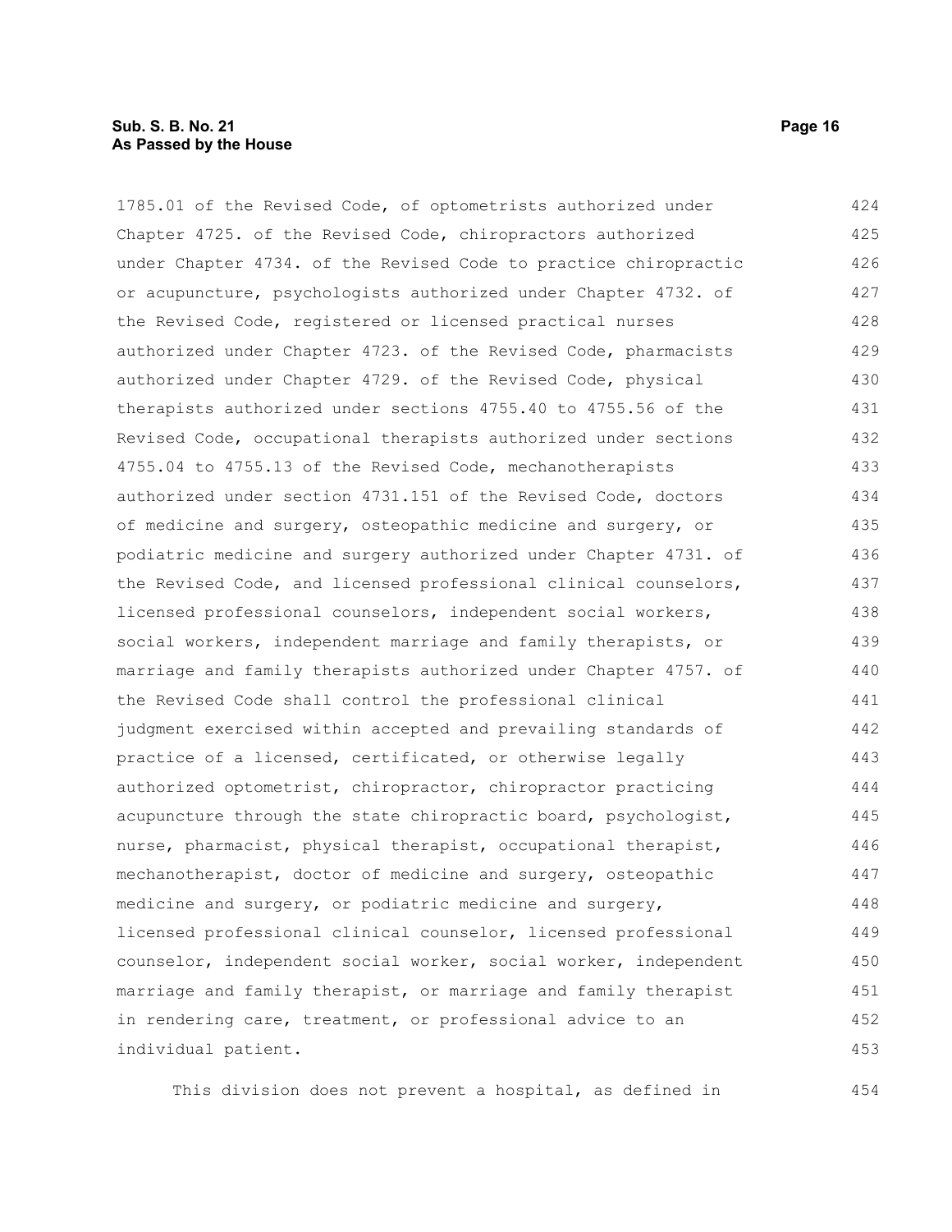1785.01 of the Revised Code, of optometrists authorized under Chapter 4725. of the Revised Code, chiropractors authorized under Chapter 4734. of the Revised Code to practice chiropractic or acupuncture, psychologists authorized under Chapter 4732. of the Revised Code, registered or licensed practical nurses authorized under Chapter 4723. of the Revised Code, pharmacists authorized under Chapter 4729. of the Revised Code, physical therapists authorized under sections 4755.40 to 4755.56 of the Revised Code, occupational therapists authorized under sections 4755.04 to 4755.13 of the Revised Code, mechanotherapists authorized under section 4731.151 of the Revised Code, doctors of medicine and surgery, osteopathic medicine and surgery, or podiatric medicine and surgery authorized under Chapter 4731. of the Revised Code, and licensed professional clinical counselors, licensed professional counselors, independent social workers, social workers, independent marriage and family therapists, or marriage and family therapists authorized under Chapter 4757. of the Revised Code shall control the professional clinical judgment exercised within accepted and prevailing standards of practice of a licensed, certificated, or otherwise legally authorized optometrist, chiropractor, chiropractor practicing acupuncture through the state chiropractic board, psychologist, nurse, pharmacist, physical therapist, occupational therapist, mechanotherapist, doctor of medicine and surgery, osteopathic medicine and surgery, or podiatric medicine and surgery, licensed professional clinical counselor, licensed professional counselor, independent social worker, social worker, independent marriage and family therapist, or marriage and family therapist in rendering care, treatment, or professional advice to an individual patient.

This division does not prevent a hospital, as defined in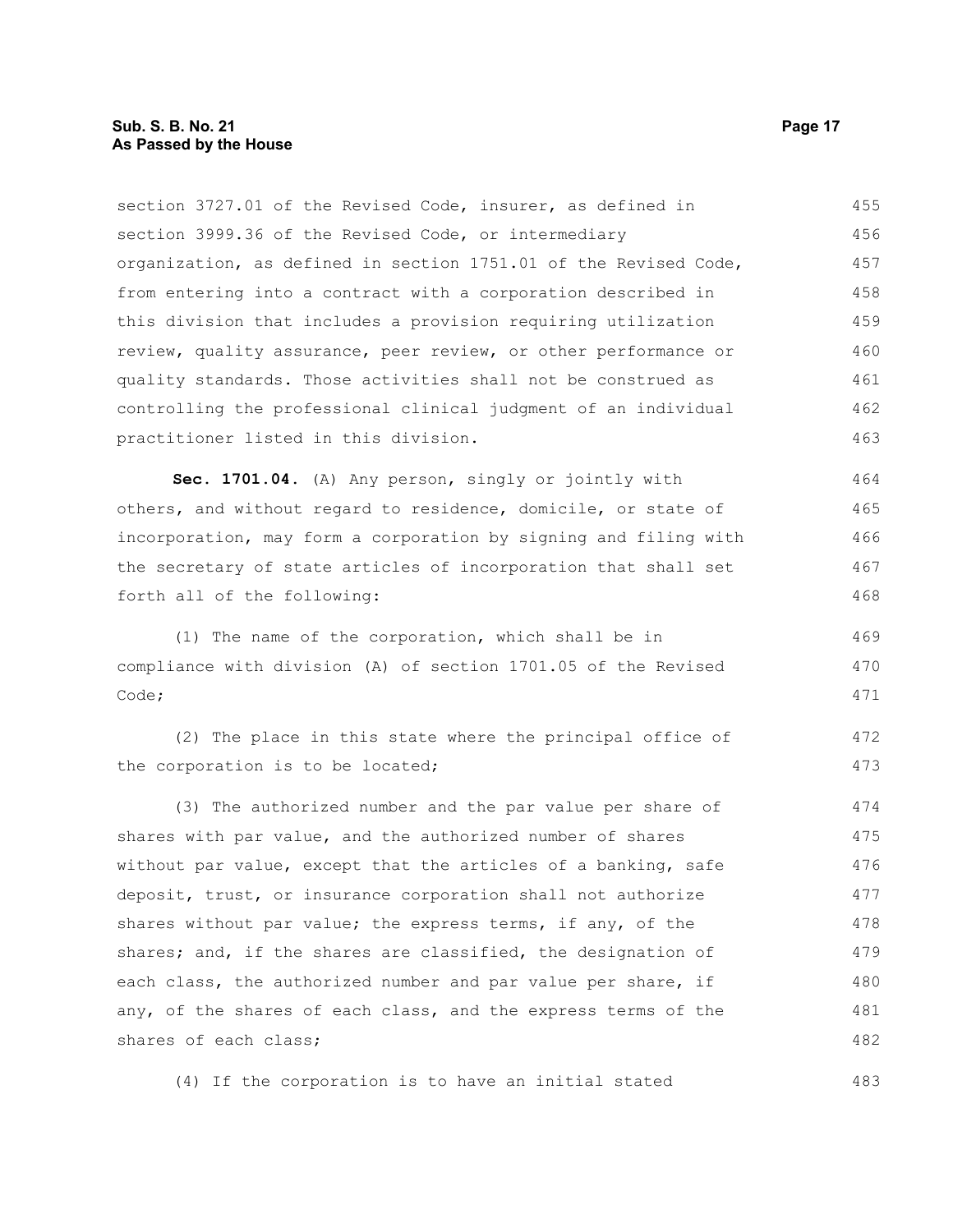section 3727.01 of the Revised Code, insurer, as defined in section 3999.36 of the Revised Code, or intermediary organization, as defined in section 1751.01 of the Revised Code, from entering into a contract with a corporation described in this division that includes a provision requiring utilization review, quality assurance, peer review, or other performance or quality standards. Those activities shall not be construed as controlling the professional clinical judgment of an individual practitioner listed in this division.

**Sec. 1701.04.** (A) Any person, singly or jointly with others, and without regard to residence, domicile, or state of incorporation, may form a corporation by signing and filing with the secretary of state articles of incorporation that shall set forth all of the following:

(1) The name of the corporation, which shall be in compliance with division (A) of section 1701.05 of the Revised Code;

(2) The place in this state where the principal office of the corporation is to be located;

(3) The authorized number and the par value per share of shares with par value, and the authorized number of shares without par value, except that the articles of a banking, safe deposit, trust, or insurance corporation shall not authorize shares without par value; the express terms, if any, of the shares; and, if the shares are classified, the designation of each class, the authorized number and par value per share, if any, of the shares of each class, and the express terms of the shares of each class;

(4) If the corporation is to have an initial stated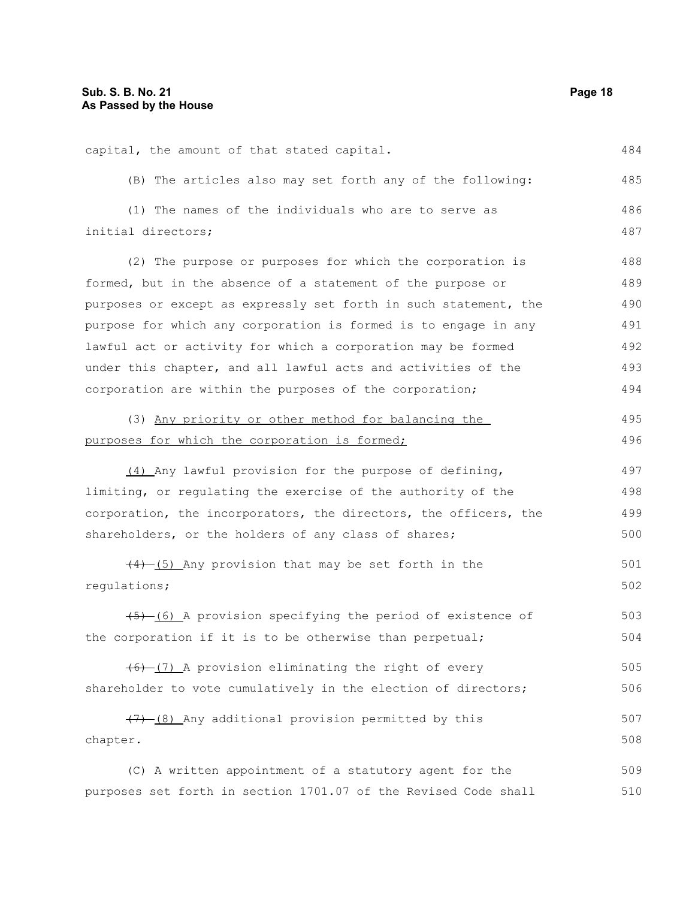capital, the amount of that stated capital.

(B) The articles also may set forth any of the following:

(1) The names of the individuals who are to serve as initial directors;

(2) The purpose or purposes for which the corporation is formed, but in the absence of a statement of the purpose or purposes or except as expressly set forth in such statement, the purpose for which any corporation is formed is to engage in any lawful act or activity for which a corporation may be formed under this chapter, and all lawful acts and activities of the corporation are within the purposes of the corporation;

(3) Any priority or other method for balancing the purposes for which the corporation is formed;

(4) Any lawful provision for the purpose of defining, limiting, or regulating the exercise of the authority of the corporation, the incorporators, the directors, the officers, the shareholders, or the holders of any class of shares;

~~(4)~~ (5) Any provision that may be set forth in the regulations;

~~(5)~~ (6) A provision specifying the period of existence of the corporation if it is to be otherwise than perpetual;

~~(6)~~ (7) A provision eliminating the right of every shareholder to vote cumulatively in the election of directors;

~~(7)~~ (8) Any additional provision permitted by this chapter.

(C) A written appointment of a statutory agent for the purposes set forth in section 1701.07 of the Revised Code shall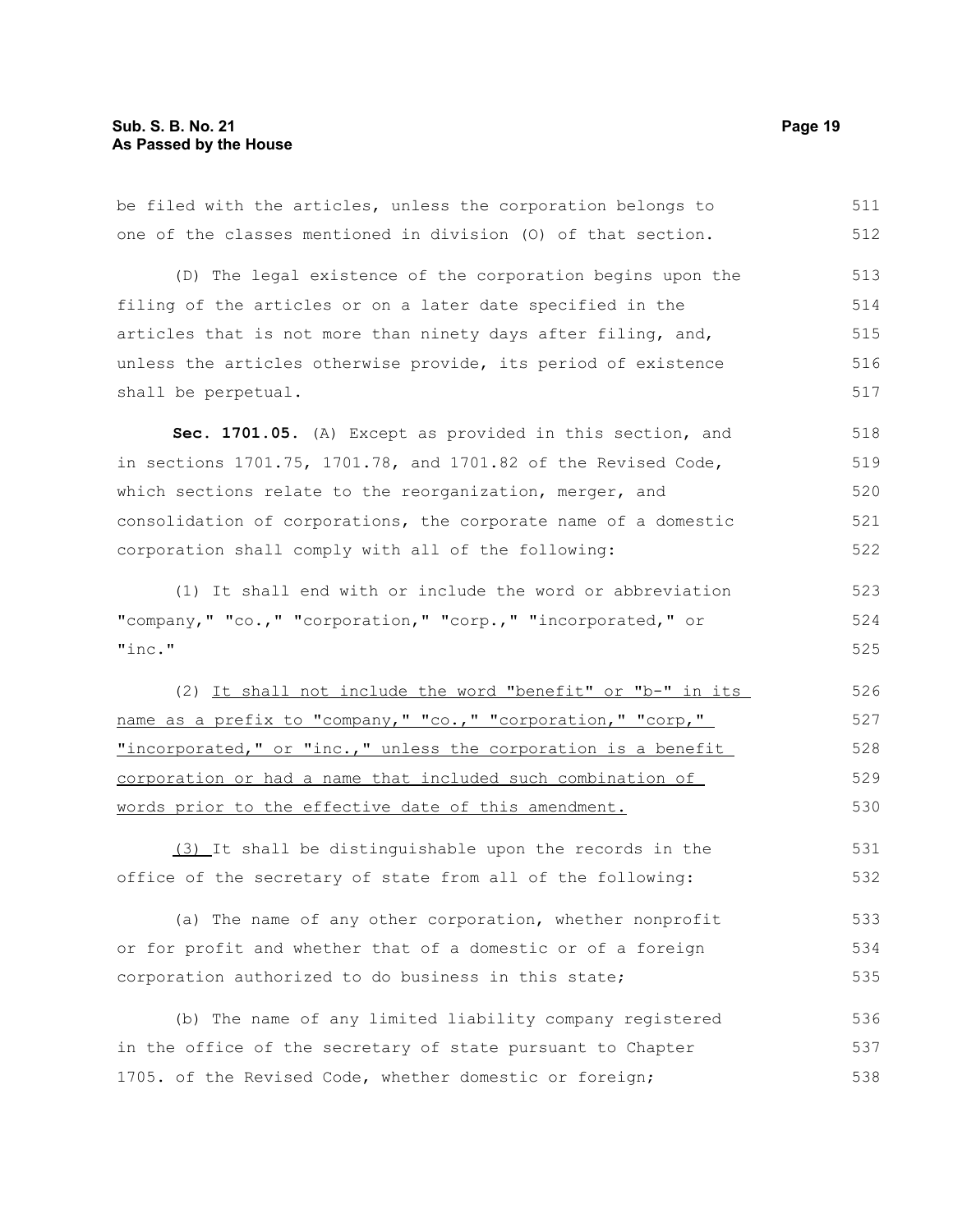be filed with the articles, unless the corporation belongs to one of the classes mentioned in division (O) of that section.

(D) The legal existence of the corporation begins upon the filing of the articles or on a later date specified in the articles that is not more than ninety days after filing, and, unless the articles otherwise provide, its period of existence shall be perpetual.

**Sec. 1701.05.** (A) Except as provided in this section, and in sections 1701.75, 1701.78, and 1701.82 of the Revised Code, which sections relate to the reorganization, merger, and consolidation of corporations, the corporate name of a domestic corporation shall comply with all of the following:

(1) It shall end with or include the word or abbreviation "company," "co.," "corporation," "corp.," "incorporated," or "inc."

(2) <u>It shall not include the word "benefit" or "b-" in its name as a prefix to "company," "co.," "corporation," "corp," "incorporated," or "inc.," unless the corporation is a benefit corporation or had a name that included such combination of words prior to the effective date of this amendment.</u>

<u>(3)</u> It shall be distinguishable upon the records in the office of the secretary of state from all of the following:

(a) The name of any other corporation, whether nonprofit or for profit and whether that of a domestic or of a foreign corporation authorized to do business in this state;

(b) The name of any limited liability company registered in the office of the secretary of state pursuant to Chapter 1705. of the Revised Code, whether domestic or foreign;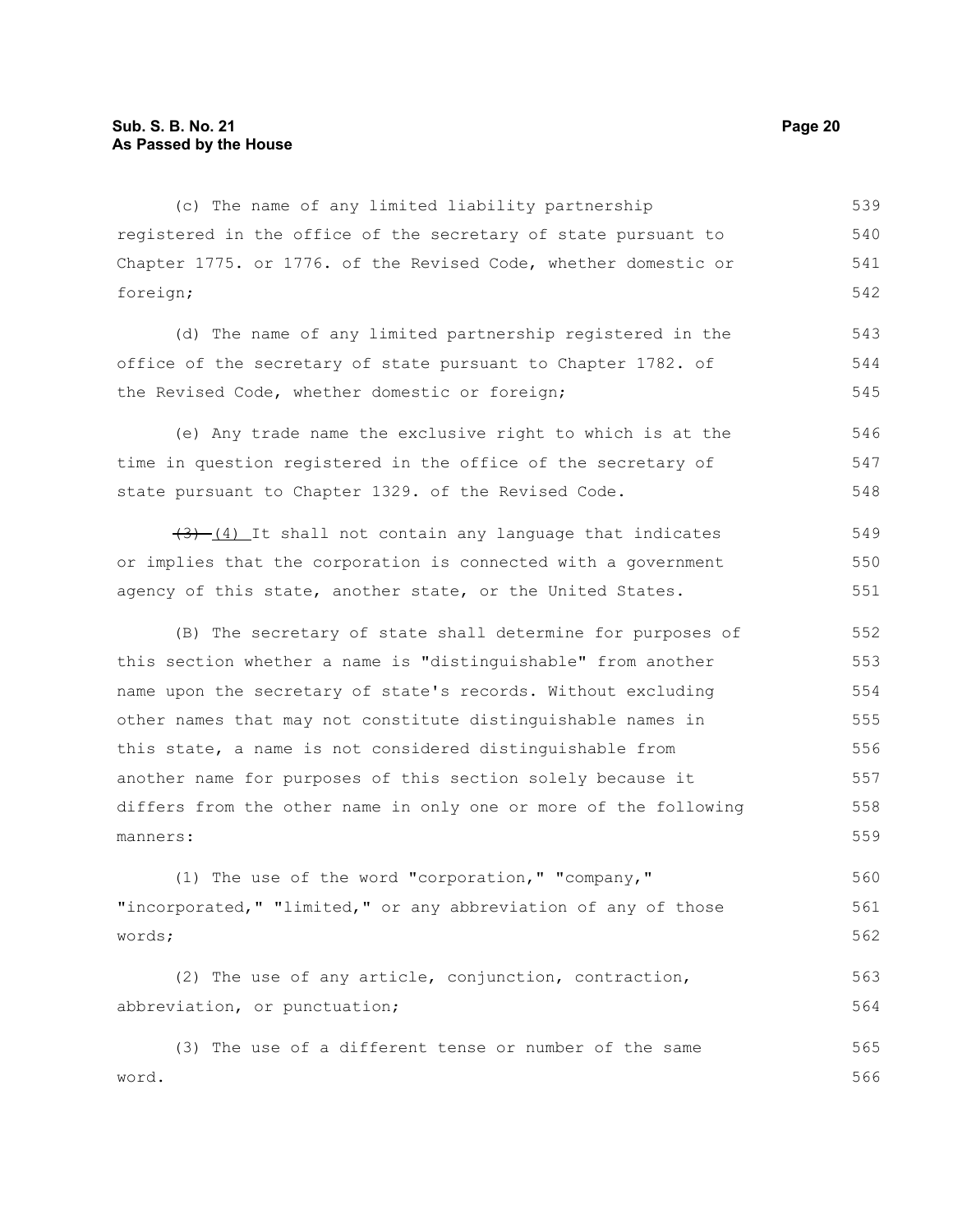(c) The name of any limited liability partnership registered in the office of the secretary of state pursuant to Chapter 1775. or 1776. of the Revised Code, whether domestic or foreign;

(d) The name of any limited partnership registered in the office of the secretary of state pursuant to Chapter 1782. of the Revised Code, whether domestic or foreign;

(e) Any trade name the exclusive right to which is at the time in question registered in the office of the secretary of state pursuant to Chapter 1329. of the Revised Code.

~~(3)~~ (4) It shall not contain any language that indicates or implies that the corporation is connected with a government agency of this state, another state, or the United States.

(B) The secretary of state shall determine for purposes of this section whether a name is "distinguishable" from another name upon the secretary of state's records. Without excluding other names that may not constitute distinguishable names in this state, a name is not considered distinguishable from another name for purposes of this section solely because it differs from the other name in only one or more of the following manners:

(1) The use of the word "corporation," "company," "incorporated," "limited," or any abbreviation of any of those words;

(2) The use of any article, conjunction, contraction, abbreviation, or punctuation;

(3) The use of a different tense or number of the same word.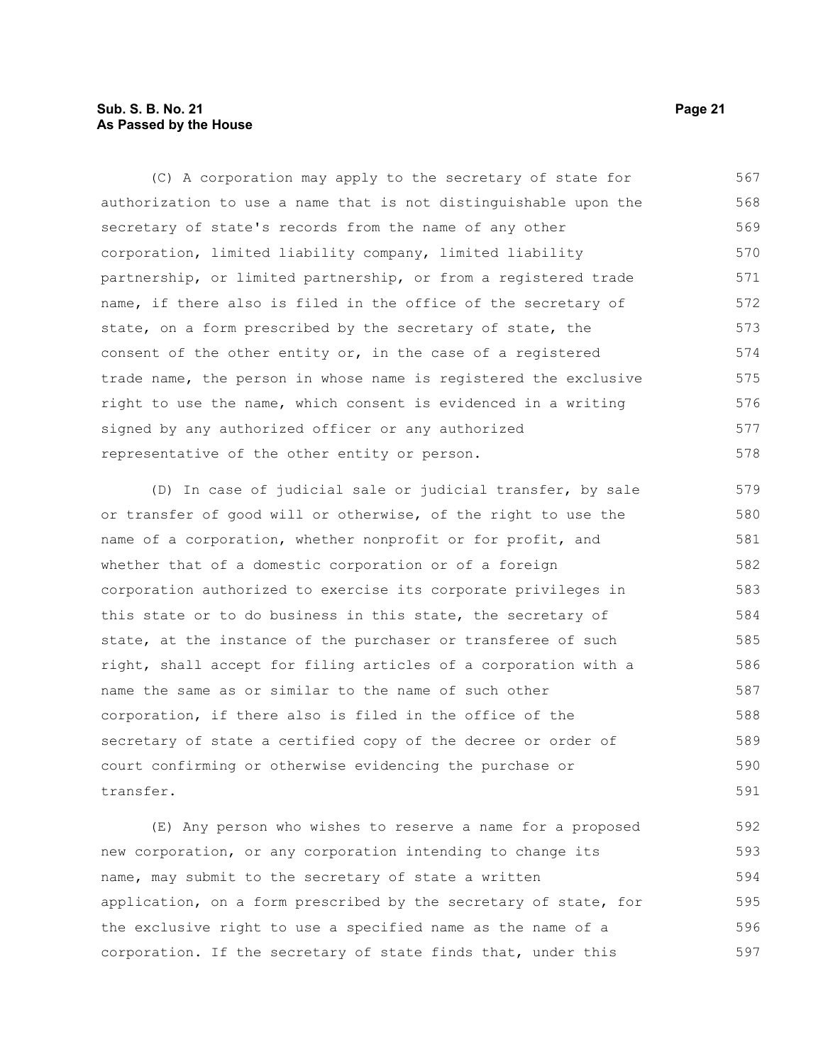(C) A corporation may apply to the secretary of state for authorization to use a name that is not distinguishable upon the secretary of state's records from the name of any other corporation, limited liability company, limited liability partnership, or limited partnership, or from a registered trade name, if there also is filed in the office of the secretary of state, on a form prescribed by the secretary of state, the consent of the other entity or, in the case of a registered trade name, the person in whose name is registered the exclusive right to use the name, which consent is evidenced in a writing signed by any authorized officer or any authorized representative of the other entity or person.

(D) In case of judicial sale or judicial transfer, by sale or transfer of good will or otherwise, of the right to use the name of a corporation, whether nonprofit or for profit, and whether that of a domestic corporation or of a foreign corporation authorized to exercise its corporate privileges in this state or to do business in this state, the secretary of state, at the instance of the purchaser or transferee of such right, shall accept for filing articles of a corporation with a name the same as or similar to the name of such other corporation, if there also is filed in the office of the secretary of state a certified copy of the decree or order of court confirming or otherwise evidencing the purchase or transfer.

(E) Any person who wishes to reserve a name for a proposed new corporation, or any corporation intending to change its name, may submit to the secretary of state a written application, on a form prescribed by the secretary of state, for the exclusive right to use a specified name as the name of a corporation. If the secretary of state finds that, under this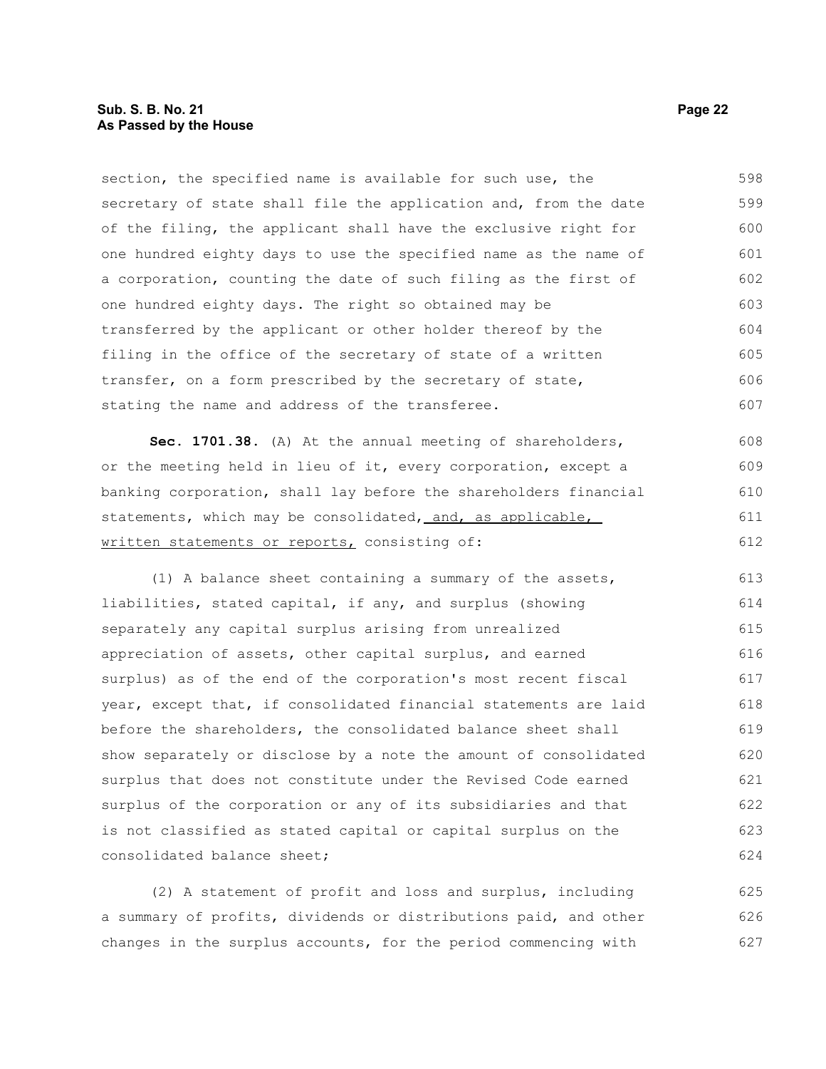section, the specified name is available for such use, the secretary of state shall file the application and, from the date of the filing, the applicant shall have the exclusive right for one hundred eighty days to use the specified name as the name of a corporation, counting the date of such filing as the first of one hundred eighty days. The right so obtained may be transferred by the applicant or other holder thereof by the filing in the office of the secretary of state of a written transfer, on a form prescribed by the secretary of state, stating the name and address of the transferee.

**Sec. 1701.38.** (A) At the annual meeting of shareholders, or the meeting held in lieu of it, every corporation, except a banking corporation, shall lay before the shareholders financial statements, which may be consolidated, <u>and, as applicable, written statements or reports,</u> consisting of:

(1) A balance sheet containing a summary of the assets, liabilities, stated capital, if any, and surplus (showing separately any capital surplus arising from unrealized appreciation of assets, other capital surplus, and earned surplus) as of the end of the corporation's most recent fiscal year, except that, if consolidated financial statements are laid before the shareholders, the consolidated balance sheet shall show separately or disclose by a note the amount of consolidated surplus that does not constitute under the Revised Code earned surplus of the corporation or any of its subsidiaries and that is not classified as stated capital or capital surplus on the consolidated balance sheet;

(2) A statement of profit and loss and surplus, including a summary of profits, dividends or distributions paid, and other changes in the surplus accounts, for the period commencing with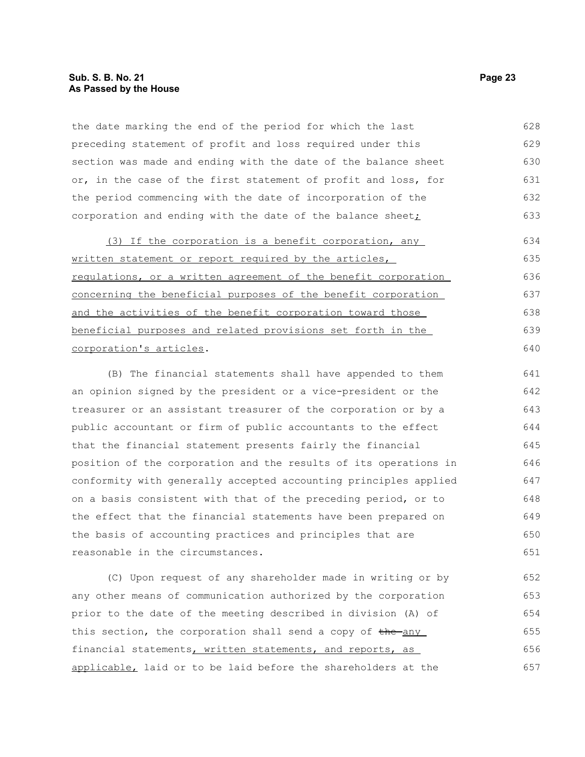the date marking the end of the period for which the last preceding statement of profit and loss required under this section was made and ending with the date of the balance sheet or, in the case of the first statement of profit and loss, for the period commencing with the date of incorporation of the corporation and ending with the date of the balance sheet;

(3) If the corporation is a benefit corporation, any written statement or report required by the articles, regulations, or a written agreement of the benefit corporation concerning the beneficial purposes of the benefit corporation and the activities of the benefit corporation toward those beneficial purposes and related provisions set forth in the corporation's articles.

(B) The financial statements shall have appended to them an opinion signed by the president or a vice-president or the treasurer or an assistant treasurer of the corporation or by a public accountant or firm of public accountants to the effect that the financial statement presents fairly the financial position of the corporation and the results of its operations in conformity with generally accepted accounting principles applied on a basis consistent with that of the preceding period, or to the effect that the financial statements have been prepared on the basis of accounting practices and principles that are reasonable in the circumstances.

(C) Upon request of any shareholder made in writing or by any other means of communication authorized by the corporation prior to the date of the meeting described in division (A) of this section, the corporation shall send a copy of ~~the~~ any financial statements, written statements, and reports, as applicable, laid or to be laid before the shareholders at the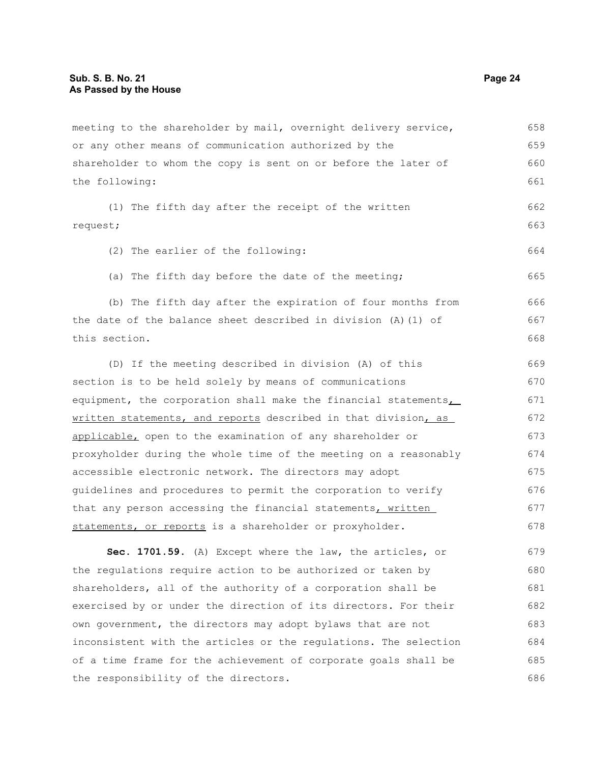meeting to the shareholder by mail, overnight delivery service, or any other means of communication authorized by the shareholder to whom the copy is sent on or before the later of the following:

(1) The fifth day after the receipt of the written request;

(2) The earlier of the following:

(a) The fifth day before the date of the meeting;

(b) The fifth day after the expiration of four months from the date of the balance sheet described in division (A)(1) of this section.

(D) If the meeting described in division (A) of this section is to be held solely by means of communications equipment, the corporation shall make the financial statements, written statements, and reports described in that division, as applicable, open to the examination of any shareholder or proxyholder during the whole time of the meeting on a reasonably accessible electronic network. The directors may adopt guidelines and procedures to permit the corporation to verify that any person accessing the financial statements, written statements, or reports is a shareholder or proxyholder.

**Sec. 1701.59.** (A) Except where the law, the articles, or the regulations require action to be authorized or taken by shareholders, all of the authority of a corporation shall be exercised by or under the direction of its directors. For their own government, the directors may adopt bylaws that are not inconsistent with the articles or the regulations. The selection of a time frame for the achievement of corporate goals shall be the responsibility of the directors.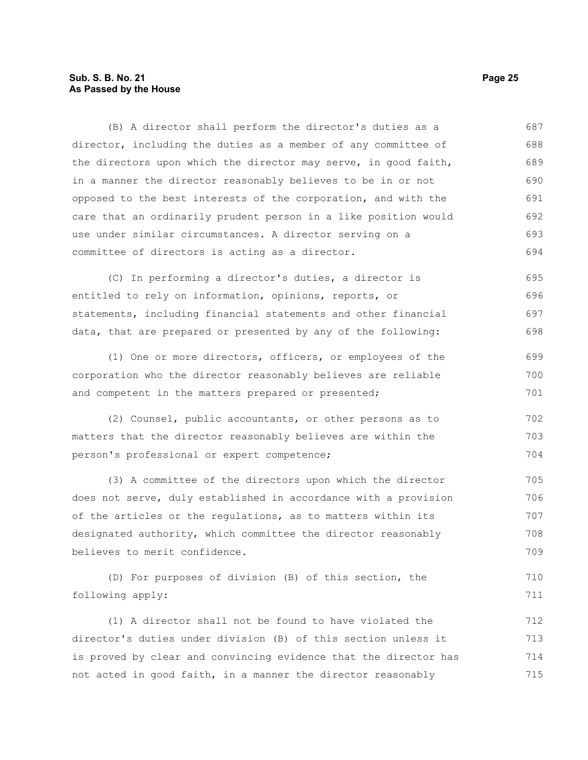(B) A director shall perform the director's duties as a director, including the duties as a member of any committee of the directors upon which the director may serve, in good faith, in a manner the director reasonably believes to be in or not opposed to the best interests of the corporation, and with the care that an ordinarily prudent person in a like position would use under similar circumstances. A director serving on a committee of directors is acting as a director.

(C) In performing a director's duties, a director is entitled to rely on information, opinions, reports, or statements, including financial statements and other financial data, that are prepared or presented by any of the following:

(1) One or more directors, officers, or employees of the corporation who the director reasonably believes are reliable and competent in the matters prepared or presented;

(2) Counsel, public accountants, or other persons as to matters that the director reasonably believes are within the person's professional or expert competence;

(3) A committee of the directors upon which the director does not serve, duly established in accordance with a provision of the articles or the regulations, as to matters within its designated authority, which committee the director reasonably believes to merit confidence.

(D) For purposes of division (B) of this section, the following apply:

(1) A director shall not be found to have violated the director's duties under division (B) of this section unless it is proved by clear and convincing evidence that the director has not acted in good faith, in a manner the director reasonably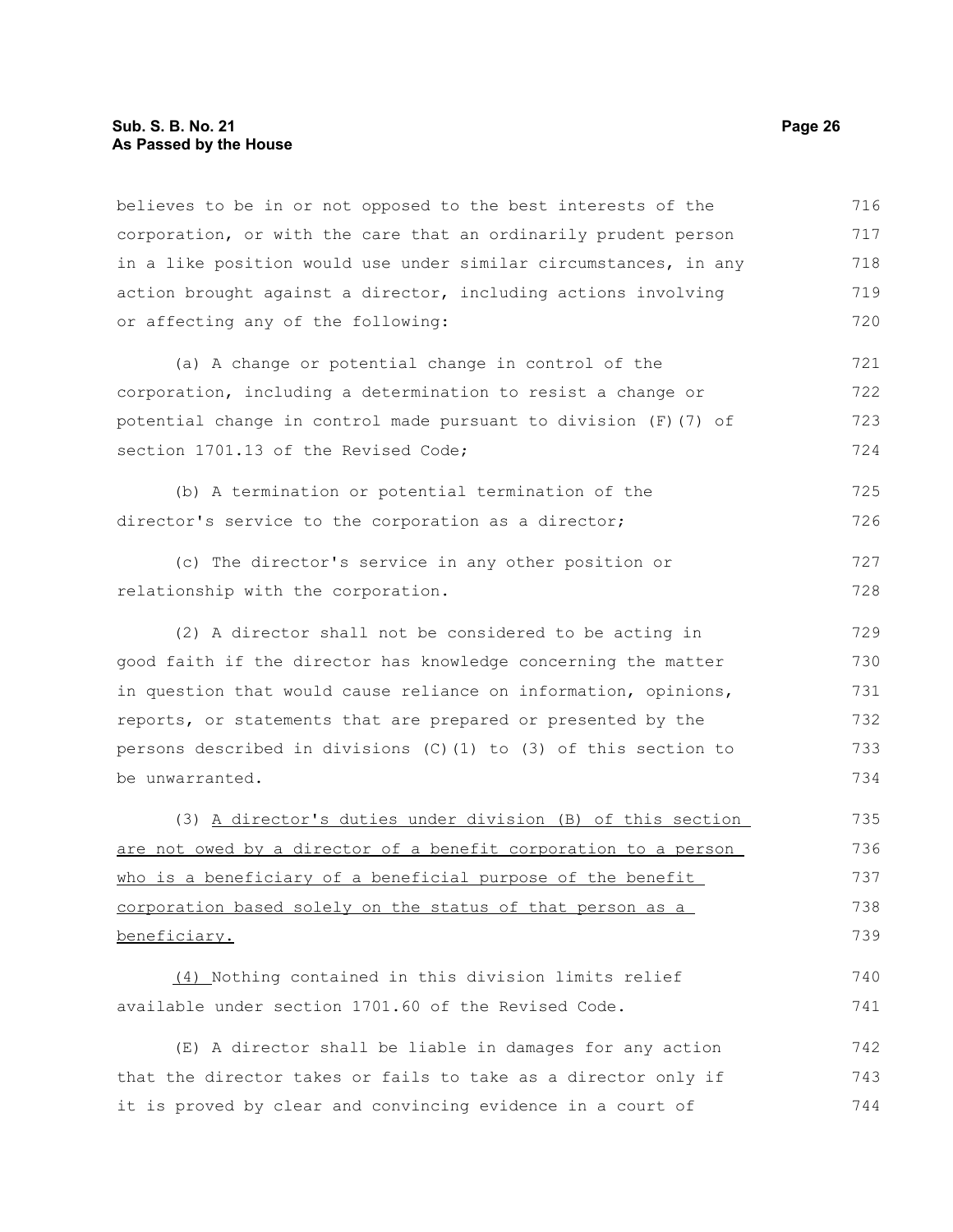believes to be in or not opposed to the best interests of the corporation, or with the care that an ordinarily prudent person in a like position would use under similar circumstances, in any action brought against a director, including actions involving or affecting any of the following:

(a) A change or potential change in control of the corporation, including a determination to resist a change or potential change in control made pursuant to division (F)(7) of section 1701.13 of the Revised Code;

(b) A termination or potential termination of the director's service to the corporation as a director;

(c) The director's service in any other position or relationship with the corporation.

(2) A director shall not be considered to be acting in good faith if the director has knowledge concerning the matter in question that would cause reliance on information, opinions, reports, or statements that are prepared or presented by the persons described in divisions (C)(1) to (3) of this section to be unwarranted.

(3) <u>A director's duties under division (B) of this section are not owed by a director of a benefit corporation to a person who is a beneficiary of a beneficial purpose of the benefit corporation based solely on the status of that person as a beneficiary.</u>

<u>(4)</u> Nothing contained in this division limits relief available under section 1701.60 of the Revised Code.

(E) A director shall be liable in damages for any action that the director takes or fails to take as a director only if it is proved by clear and convincing evidence in a court of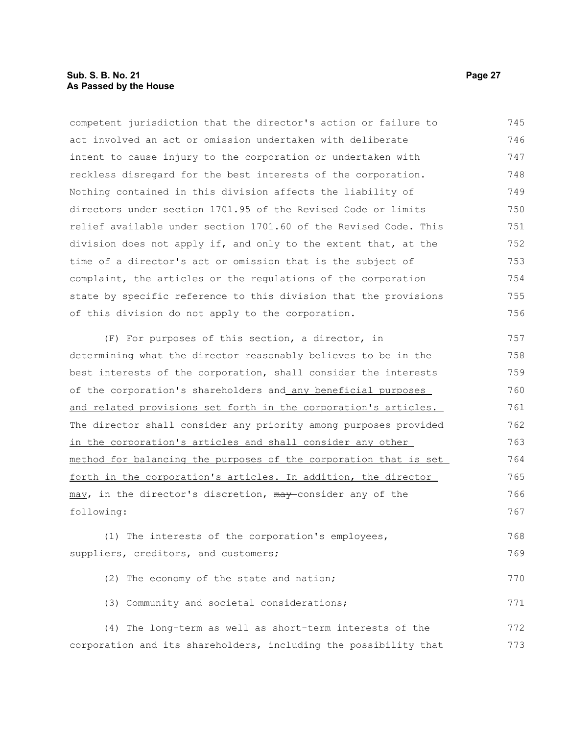competent jurisdiction that the director's action or failure to act involved an act or omission undertaken with deliberate intent to cause injury to the corporation or undertaken with reckless disregard for the best interests of the corporation. Nothing contained in this division affects the liability of directors under section 1701.95 of the Revised Code or limits relief available under section 1701.60 of the Revised Code. This division does not apply if, and only to the extent that, at the time of a director's act or omission that is the subject of complaint, the articles or the regulations of the corporation state by specific reference to this division that the provisions of this division do not apply to the corporation.

(F) For purposes of this section, a director, in determining what the director reasonably believes to be in the best interests of the corporation, shall consider the interests of the corporation's shareholders and any beneficial purposes and related provisions set forth in the corporation's articles. The director shall consider any priority among purposes provided in the corporation's articles and shall consider any other method for balancing the purposes of the corporation that is set forth in the corporation's articles. In addition, the director may, in the director's discretion, ~~may~~ consider any of the following:

(1) The interests of the corporation's employees, suppliers, creditors, and customers;

(2) The economy of the state and nation;

(3) Community and societal considerations;

(4) The long-term as well as short-term interests of the corporation and its shareholders, including the possibility that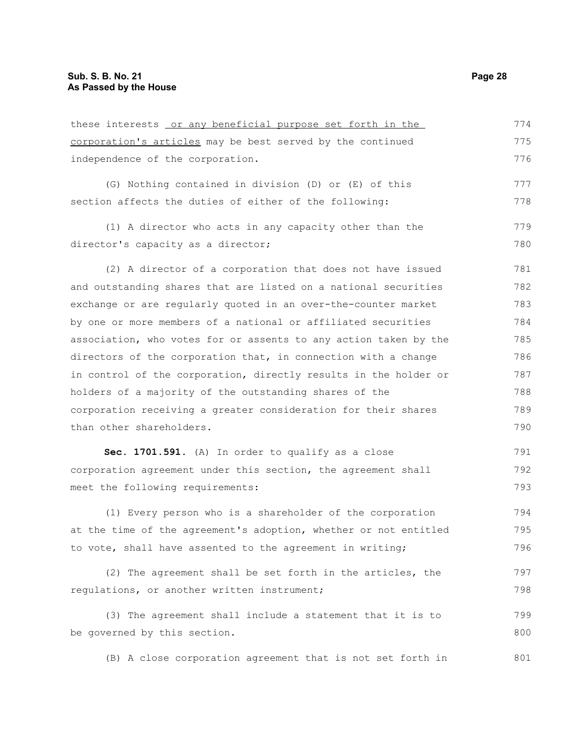these interests <u>or any beneficial purpose set forth in the corporation's articles</u> may be best served by the continued independence of the corporation.

(G) Nothing contained in division (D) or (E) of this section affects the duties of either of the following:

(1) A director who acts in any capacity other than the director's capacity as a director;

(2) A director of a corporation that does not have issued and outstanding shares that are listed on a national securities exchange or are regularly quoted in an over-the-counter market by one or more members of a national or affiliated securities association, who votes for or assents to any action taken by the directors of the corporation that, in connection with a change in control of the corporation, directly results in the holder or holders of a majority of the outstanding shares of the corporation receiving a greater consideration for their shares than other shareholders.

**Sec. 1701.591.** (A) In order to qualify as a close corporation agreement under this section, the agreement shall meet the following requirements:

(1) Every person who is a shareholder of the corporation at the time of the agreement's adoption, whether or not entitled to vote, shall have assented to the agreement in writing;

(2) The agreement shall be set forth in the articles, the regulations, or another written instrument;

(3) The agreement shall include a statement that it is to be governed by this section.

(B) A close corporation agreement that is not set forth in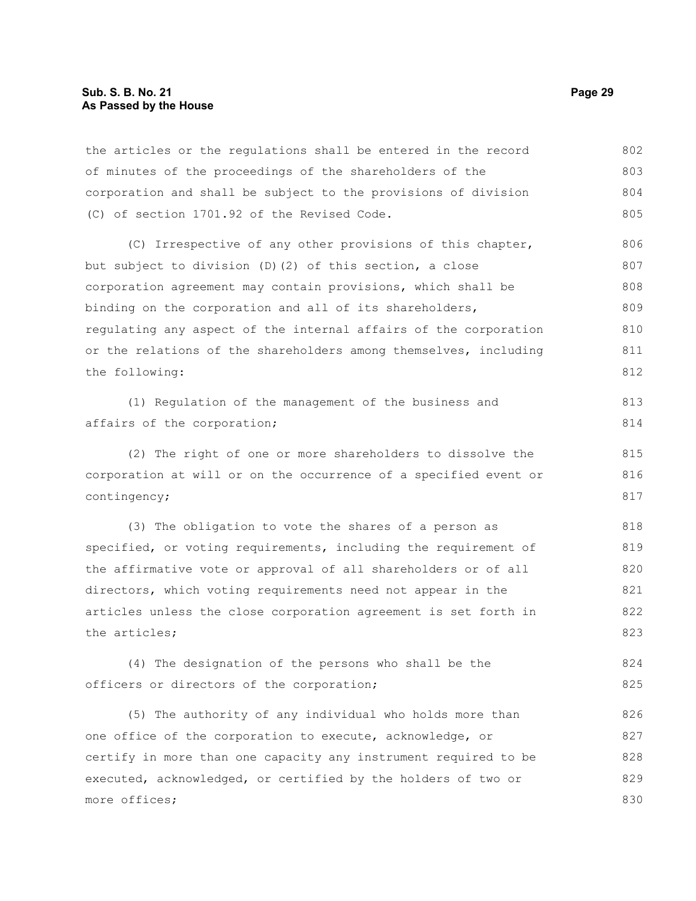the articles or the regulations shall be entered in the record of minutes of the proceedings of the shareholders of the corporation and shall be subject to the provisions of division (C) of section 1701.92 of the Revised Code.

(C) Irrespective of any other provisions of this chapter, but subject to division (D)(2) of this section, a close corporation agreement may contain provisions, which shall be binding on the corporation and all of its shareholders, regulating any aspect of the internal affairs of the corporation or the relations of the shareholders among themselves, including the following:

(1) Regulation of the management of the business and affairs of the corporation;

(2) The right of one or more shareholders to dissolve the corporation at will or on the occurrence of a specified event or contingency;

(3) The obligation to vote the shares of a person as specified, or voting requirements, including the requirement of the affirmative vote or approval of all shareholders or of all directors, which voting requirements need not appear in the articles unless the close corporation agreement is set forth in the articles;

(4) The designation of the persons who shall be the officers or directors of the corporation;

(5) The authority of any individual who holds more than one office of the corporation to execute, acknowledge, or certify in more than one capacity any instrument required to be executed, acknowledged, or certified by the holders of two or more offices;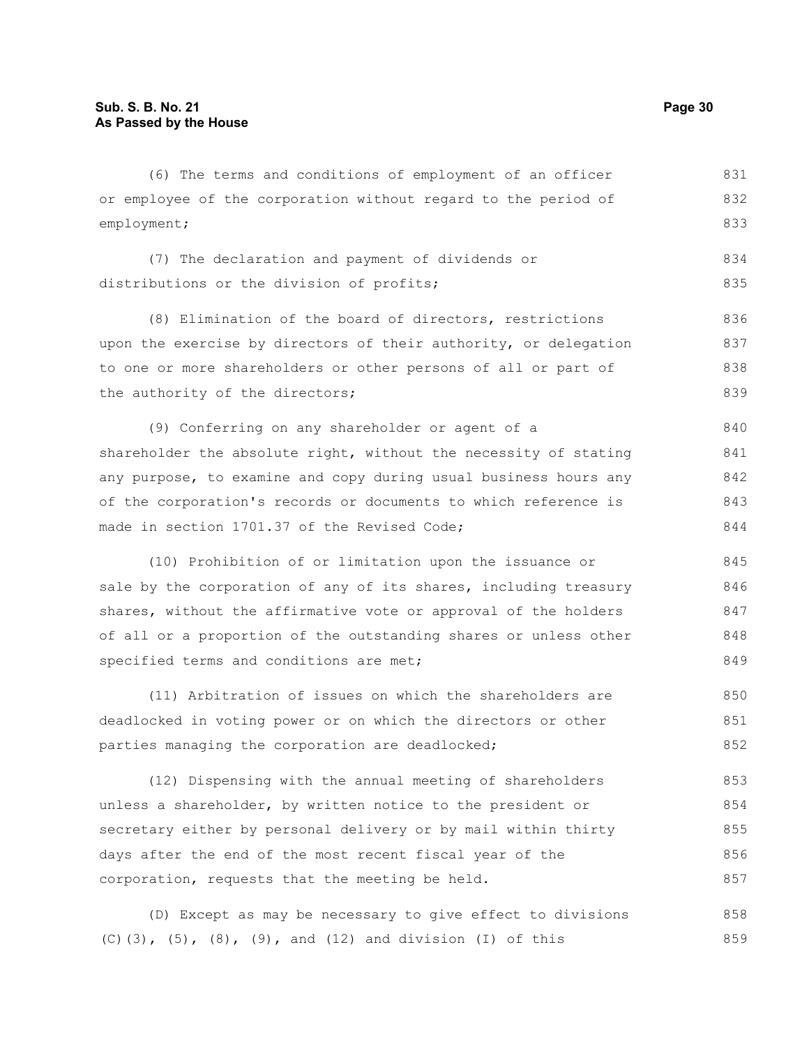(6) The terms and conditions of employment of an officer or employee of the corporation without regard to the period of employment;

(7) The declaration and payment of dividends or distributions or the division of profits;

(8) Elimination of the board of directors, restrictions upon the exercise by directors of their authority, or delegation to one or more shareholders or other persons of all or part of the authority of the directors;

(9) Conferring on any shareholder or agent of a shareholder the absolute right, without the necessity of stating any purpose, to examine and copy during usual business hours any of the corporation's records or documents to which reference is made in section 1701.37 of the Revised Code;

(10) Prohibition of or limitation upon the issuance or sale by the corporation of any of its shares, including treasury shares, without the affirmative vote or approval of the holders of all or a proportion of the outstanding shares or unless other specified terms and conditions are met;

(11) Arbitration of issues on which the shareholders are deadlocked in voting power or on which the directors or other parties managing the corporation are deadlocked;

(12) Dispensing with the annual meeting of shareholders unless a shareholder, by written notice to the president or secretary either by personal delivery or by mail within thirty days after the end of the most recent fiscal year of the corporation, requests that the meeting be held.

(D) Except as may be necessary to give effect to divisions (C)(3), (5), (8), (9), and (12) and division (I) of this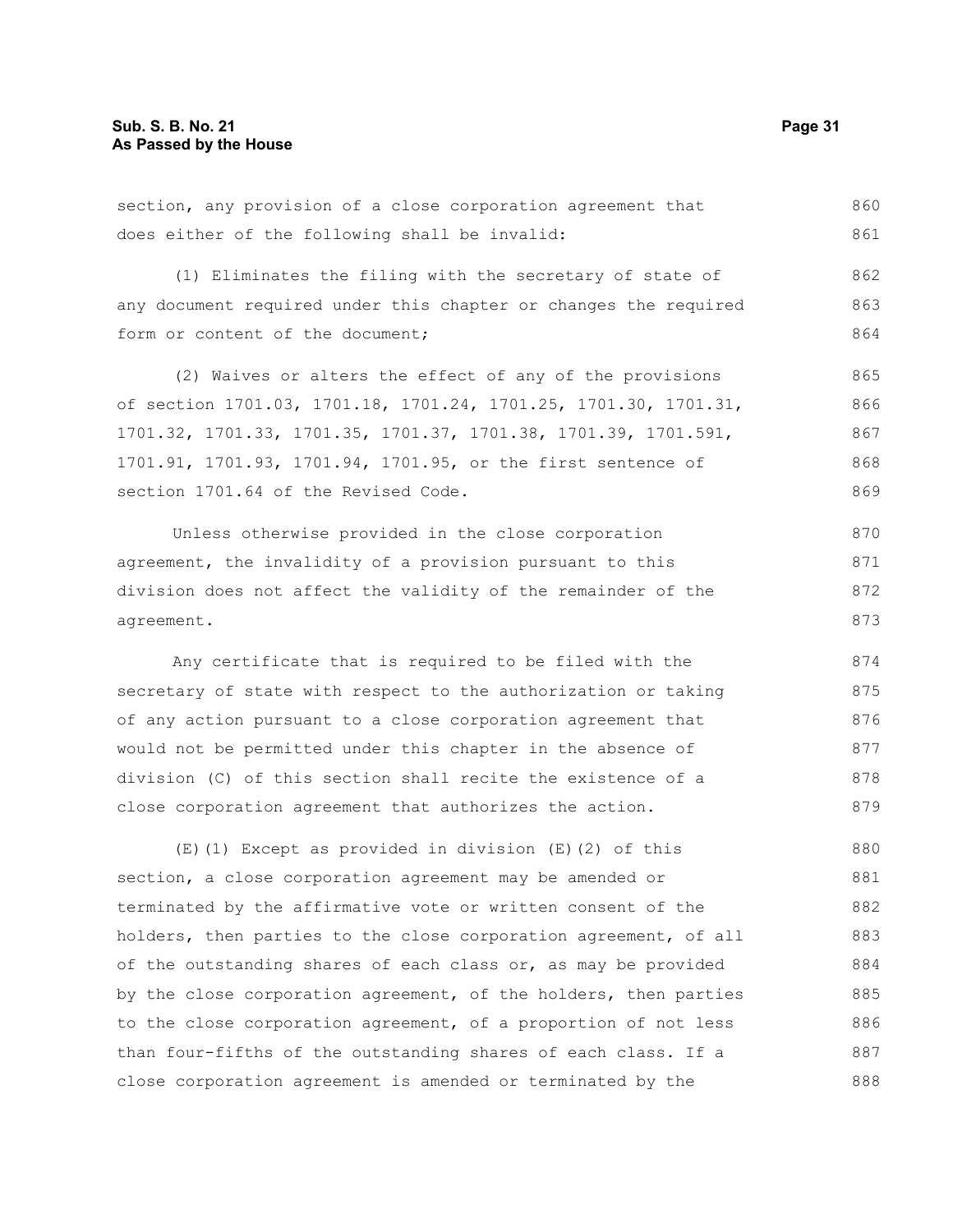section, any provision of a close corporation agreement that does either of the following shall be invalid:

(1) Eliminates the filing with the secretary of state of any document required under this chapter or changes the required form or content of the document;

(2) Waives or alters the effect of any of the provisions of section 1701.03, 1701.18, 1701.24, 1701.25, 1701.30, 1701.31, 1701.32, 1701.33, 1701.35, 1701.37, 1701.38, 1701.39, 1701.591, 1701.91, 1701.93, 1701.94, 1701.95, or the first sentence of section 1701.64 of the Revised Code.

Unless otherwise provided in the close corporation agreement, the invalidity of a provision pursuant to this division does not affect the validity of the remainder of the agreement.

Any certificate that is required to be filed with the secretary of state with respect to the authorization or taking of any action pursuant to a close corporation agreement that would not be permitted under this chapter in the absence of division (C) of this section shall recite the existence of a close corporation agreement that authorizes the action.

(E)(1) Except as provided in division (E)(2) of this section, a close corporation agreement may be amended or terminated by the affirmative vote or written consent of the holders, then parties to the close corporation agreement, of all of the outstanding shares of each class or, as may be provided by the close corporation agreement, of the holders, then parties to the close corporation agreement, of a proportion of not less than four-fifths of the outstanding shares of each class. If a close corporation agreement is amended or terminated by the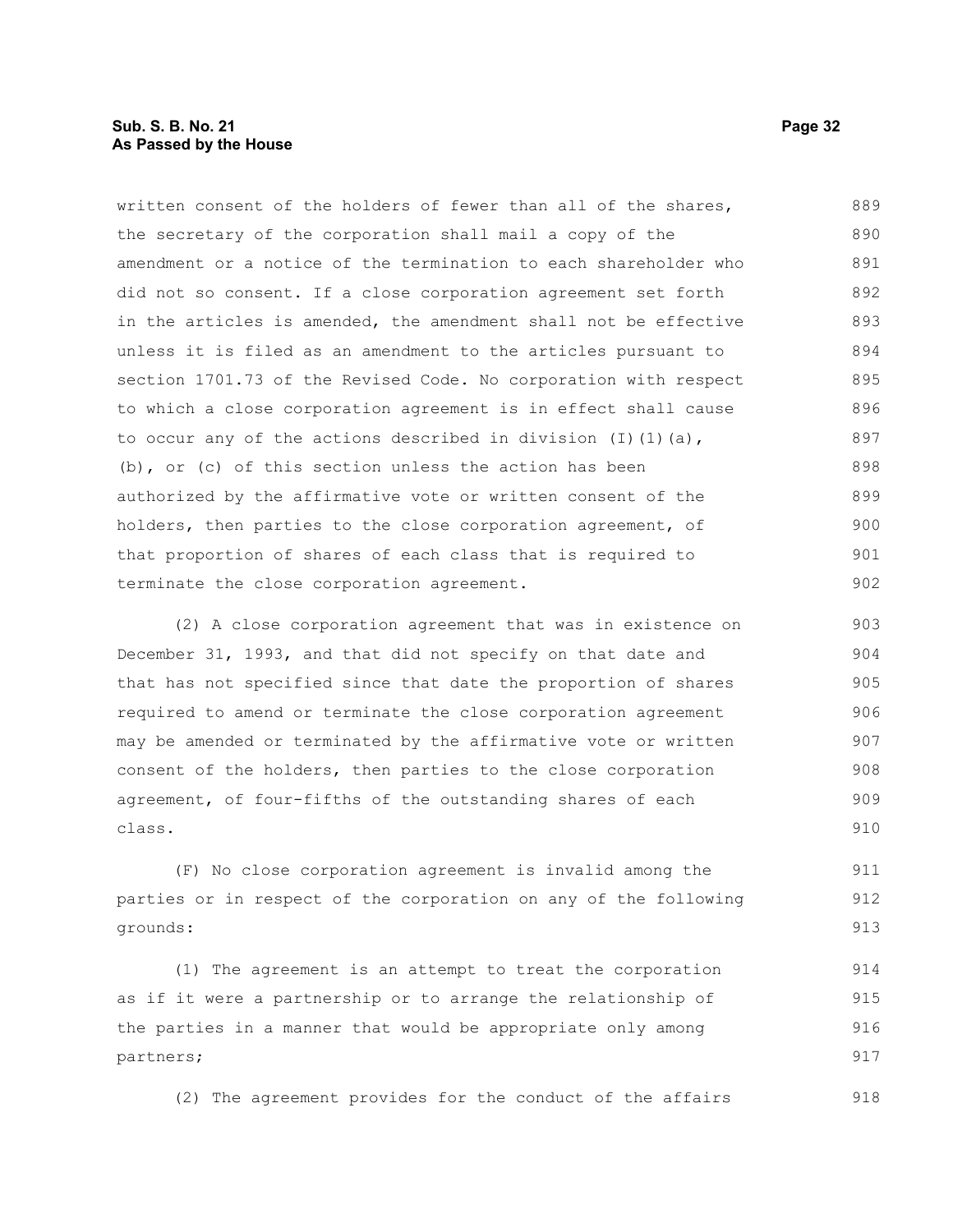written consent of the holders of fewer than all of the shares, the secretary of the corporation shall mail a copy of the amendment or a notice of the termination to each shareholder who did not so consent. If a close corporation agreement set forth in the articles is amended, the amendment shall not be effective unless it is filed as an amendment to the articles pursuant to section 1701.73 of the Revised Code. No corporation with respect to which a close corporation agreement is in effect shall cause to occur any of the actions described in division (I)(1)(a), (b), or (c) of this section unless the action has been authorized by the affirmative vote or written consent of the holders, then parties to the close corporation agreement, of that proportion of shares of each class that is required to terminate the close corporation agreement.

(2) A close corporation agreement that was in existence on December 31, 1993, and that did not specify on that date and that has not specified since that date the proportion of shares required to amend or terminate the close corporation agreement may be amended or terminated by the affirmative vote or written consent of the holders, then parties to the close corporation agreement, of four-fifths of the outstanding shares of each class.

(F) No close corporation agreement is invalid among the parties or in respect of the corporation on any of the following grounds:

(1) The agreement is an attempt to treat the corporation as if it were a partnership or to arrange the relationship of the parties in a manner that would be appropriate only among partners;

(2) The agreement provides for the conduct of the affairs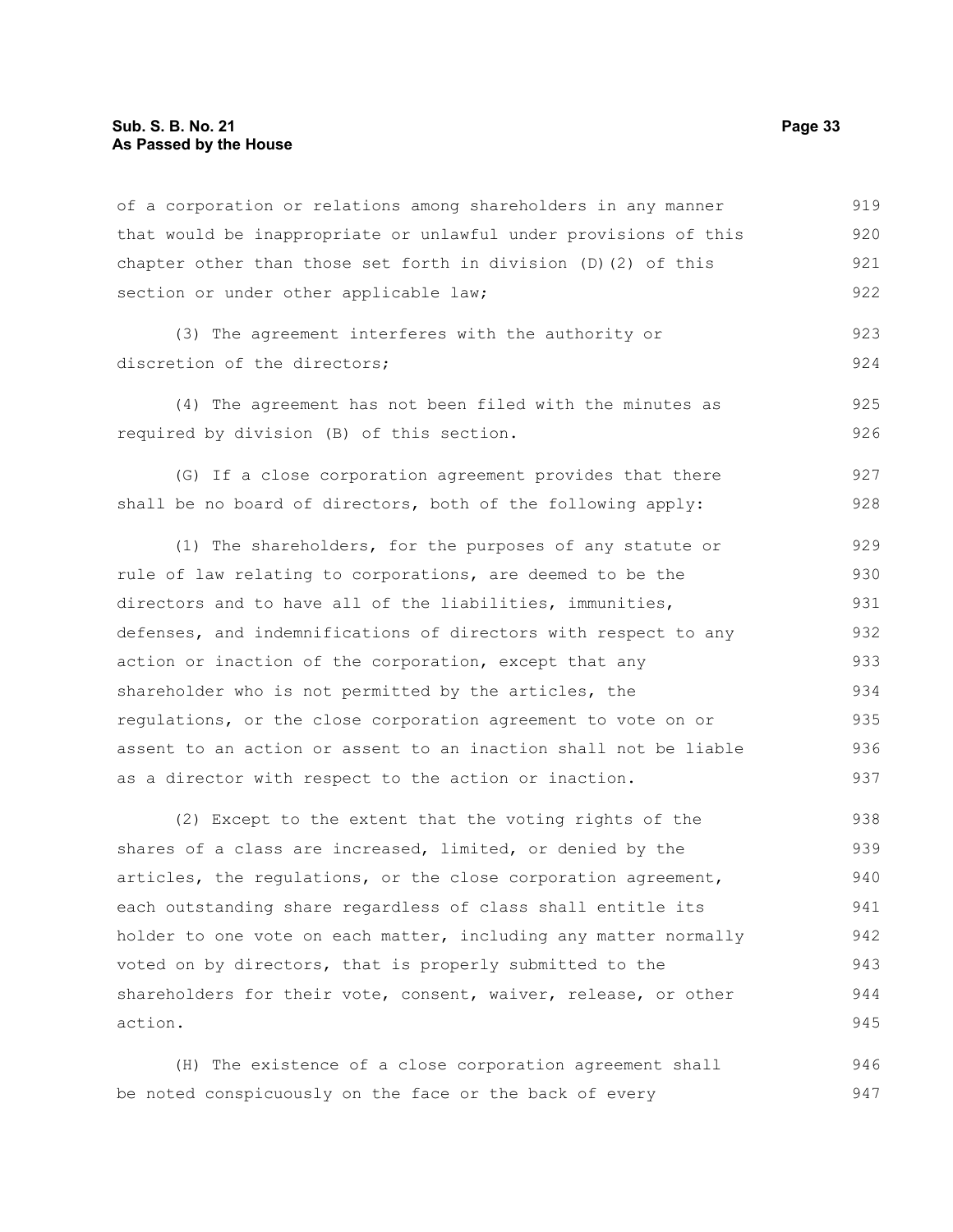of a corporation or relations among shareholders in any manner that would be inappropriate or unlawful under provisions of this chapter other than those set forth in division (D)(2) of this section or under other applicable law;

(3) The agreement interferes with the authority or discretion of the directors;

(4) The agreement has not been filed with the minutes as required by division (B) of this section.

(G) If a close corporation agreement provides that there shall be no board of directors, both of the following apply:

(1) The shareholders, for the purposes of any statute or rule of law relating to corporations, are deemed to be the directors and to have all of the liabilities, immunities, defenses, and indemnifications of directors with respect to any action or inaction of the corporation, except that any shareholder who is not permitted by the articles, the regulations, or the close corporation agreement to vote on or assent to an action or assent to an inaction shall not be liable as a director with respect to the action or inaction.

(2) Except to the extent that the voting rights of the shares of a class are increased, limited, or denied by the articles, the regulations, or the close corporation agreement, each outstanding share regardless of class shall entitle its holder to one vote on each matter, including any matter normally voted on by directors, that is properly submitted to the shareholders for their vote, consent, waiver, release, or other action.

(H) The existence of a close corporation agreement shall be noted conspicuously on the face or the back of every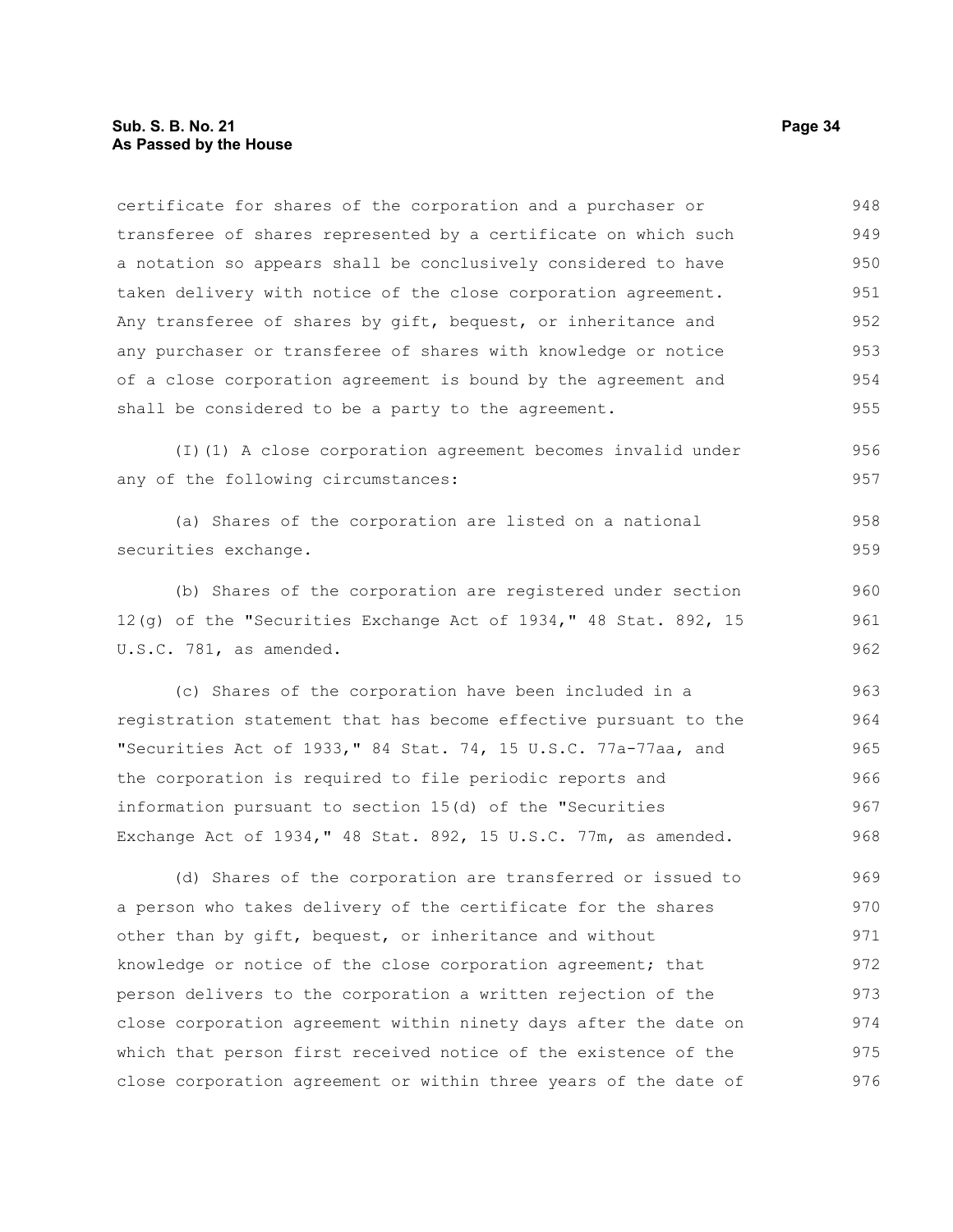certificate for shares of the corporation and a purchaser or transferee of shares represented by a certificate on which such a notation so appears shall be conclusively considered to have taken delivery with notice of the close corporation agreement. Any transferee of shares by gift, bequest, or inheritance and any purchaser or transferee of shares with knowledge or notice of a close corporation agreement is bound by the agreement and shall be considered to be a party to the agreement.

(I)(1) A close corporation agreement becomes invalid under any of the following circumstances:

(a) Shares of the corporation are listed on a national securities exchange.

(b) Shares of the corporation are registered under section 12(g) of the "Securities Exchange Act of 1934," 48 Stat. 892, 15 U.S.C. 781, as amended.

(c) Shares of the corporation have been included in a registration statement that has become effective pursuant to the "Securities Act of 1933," 84 Stat. 74, 15 U.S.C. 77a-77aa, and the corporation is required to file periodic reports and information pursuant to section 15(d) of the "Securities Exchange Act of 1934," 48 Stat. 892, 15 U.S.C. 77m, as amended.

(d) Shares of the corporation are transferred or issued to a person who takes delivery of the certificate for the shares other than by gift, bequest, or inheritance and without knowledge or notice of the close corporation agreement; that person delivers to the corporation a written rejection of the close corporation agreement within ninety days after the date on which that person first received notice of the existence of the close corporation agreement or within three years of the date of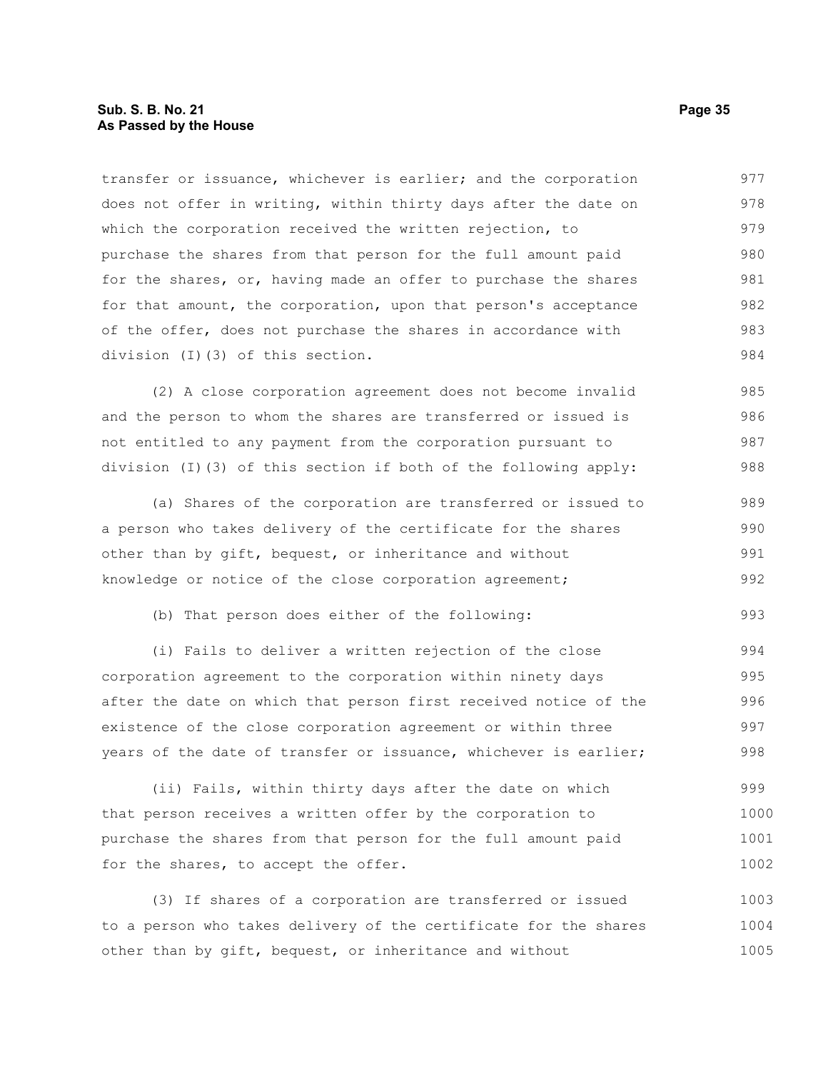transfer or issuance, whichever is earlier; and the corporation does not offer in writing, within thirty days after the date on which the corporation received the written rejection, to purchase the shares from that person for the full amount paid for the shares, or, having made an offer to purchase the shares for that amount, the corporation, upon that person's acceptance of the offer, does not purchase the shares in accordance with division (I)(3) of this section.

(2) A close corporation agreement does not become invalid and the person to whom the shares are transferred or issued is not entitled to any payment from the corporation pursuant to division (I)(3) of this section if both of the following apply:

(a) Shares of the corporation are transferred or issued to a person who takes delivery of the certificate for the shares other than by gift, bequest, or inheritance and without knowledge or notice of the close corporation agreement;

(b) That person does either of the following:

(i) Fails to deliver a written rejection of the close corporation agreement to the corporation within ninety days after the date on which that person first received notice of the existence of the close corporation agreement or within three years of the date of transfer or issuance, whichever is earlier;

(ii) Fails, within thirty days after the date on which that person receives a written offer by the corporation to purchase the shares from that person for the full amount paid for the shares, to accept the offer.

(3) If shares of a corporation are transferred or issued to a person who takes delivery of the certificate for the shares other than by gift, bequest, or inheritance and without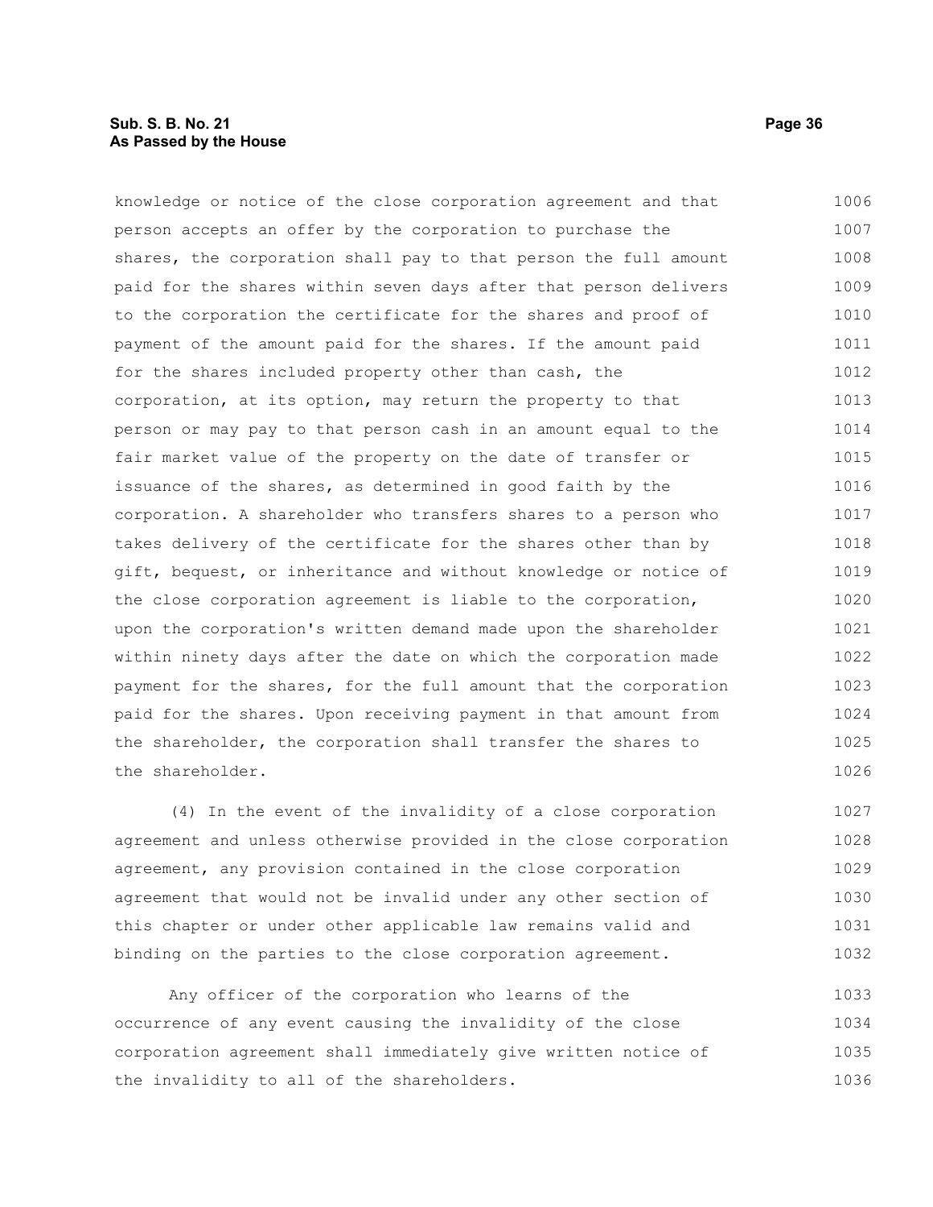knowledge or notice of the close corporation agreement and that person accepts an offer by the corporation to purchase the shares, the corporation shall pay to that person the full amount paid for the shares within seven days after that person delivers to the corporation the certificate for the shares and proof of payment of the amount paid for the shares. If the amount paid for the shares included property other than cash, the corporation, at its option, may return the property to that person or may pay to that person cash in an amount equal to the fair market value of the property on the date of transfer or issuance of the shares, as determined in good faith by the corporation. A shareholder who transfers shares to a person who takes delivery of the certificate for the shares other than by gift, bequest, or inheritance and without knowledge or notice of the close corporation agreement is liable to the corporation, upon the corporation's written demand made upon the shareholder within ninety days after the date on which the corporation made payment for the shares, for the full amount that the corporation paid for the shares. Upon receiving payment in that amount from the shareholder, the corporation shall transfer the shares to the shareholder.

(4) In the event of the invalidity of a close corporation agreement and unless otherwise provided in the close corporation agreement, any provision contained in the close corporation agreement that would not be invalid under any other section of this chapter or under other applicable law remains valid and binding on the parties to the close corporation agreement.

Any officer of the corporation who learns of the occurrence of any event causing the invalidity of the close corporation agreement shall immediately give written notice of the invalidity to all of the shareholders.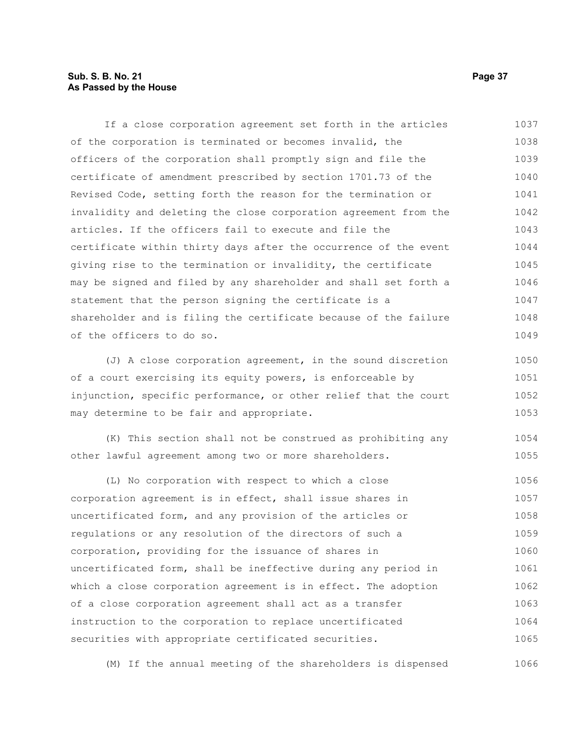If a close corporation agreement set forth in the articles of the corporation is terminated or becomes invalid, the officers of the corporation shall promptly sign and file the certificate of amendment prescribed by section 1701.73 of the Revised Code, setting forth the reason for the termination or invalidity and deleting the close corporation agreement from the articles. If the officers fail to execute and file the certificate within thirty days after the occurrence of the event giving rise to the termination or invalidity, the certificate may be signed and filed by any shareholder and shall set forth a statement that the person signing the certificate is a shareholder and is filing the certificate because of the failure of the officers to do so.

(J) A close corporation agreement, in the sound discretion of a court exercising its equity powers, is enforceable by injunction, specific performance, or other relief that the court may determine to be fair and appropriate.

(K) This section shall not be construed as prohibiting any other lawful agreement among two or more shareholders.

(L) No corporation with respect to which a close corporation agreement is in effect, shall issue shares in uncertificated form, and any provision of the articles or regulations or any resolution of the directors of such a corporation, providing for the issuance of shares in uncertificated form, shall be ineffective during any period in which a close corporation agreement is in effect. The adoption of a close corporation agreement shall act as a transfer instruction to the corporation to replace uncertificated securities with appropriate certificated securities.

(M) If the annual meeting of the shareholders is dispensed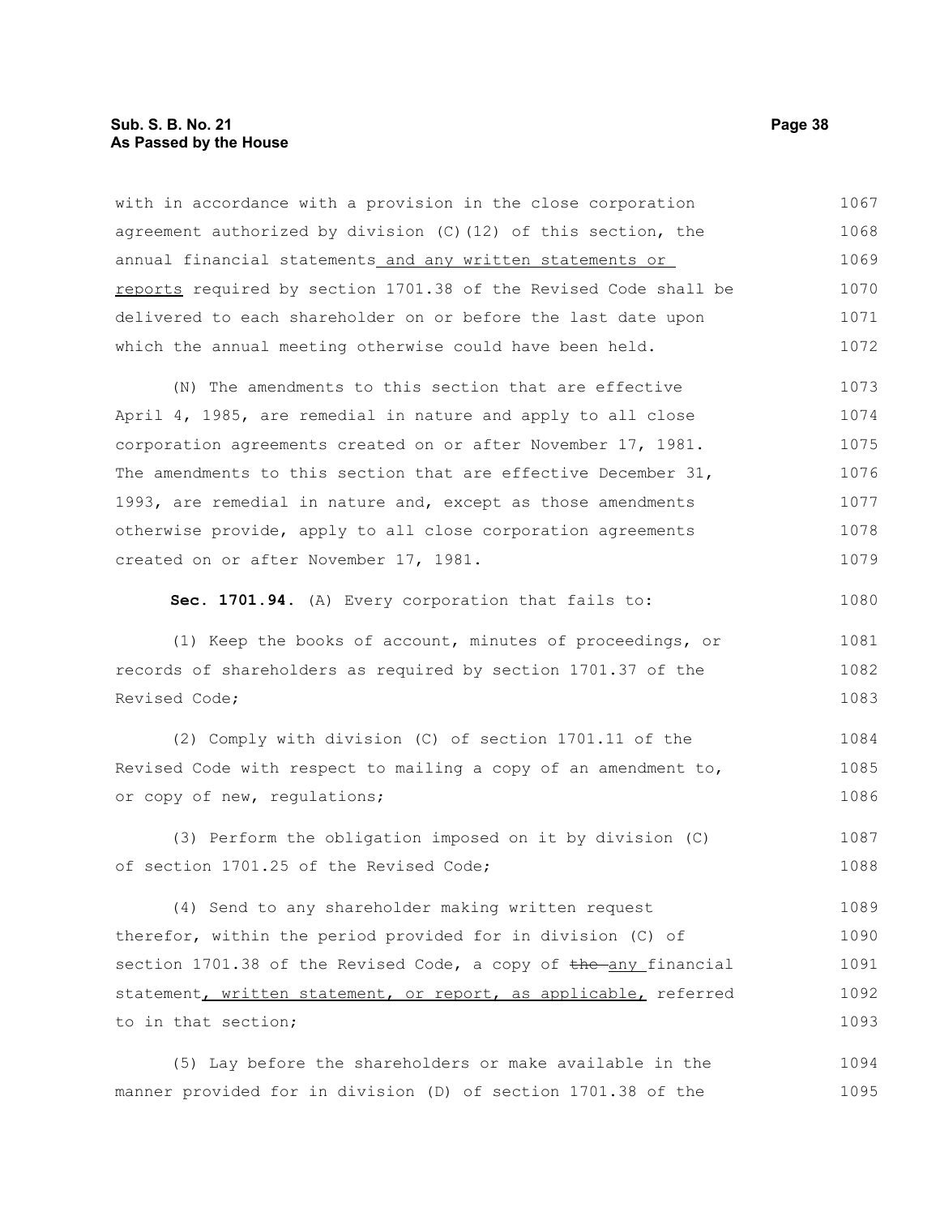with in accordance with a provision in the close corporation agreement authorized by division (C)(12) of this section, the annual financial statements and any written statements or reports required by section 1701.38 of the Revised Code shall be delivered to each shareholder on or before the last date upon which the annual meeting otherwise could have been held.

(N) The amendments to this section that are effective April 4, 1985, are remedial in nature and apply to all close corporation agreements created on or after November 17, 1981. The amendments to this section that are effective December 31, 1993, are remedial in nature and, except as those amendments otherwise provide, apply to all close corporation agreements created on or after November 17, 1981.

**Sec. 1701.94.** (A) Every corporation that fails to:

(1) Keep the books of account, minutes of proceedings, or records of shareholders as required by section 1701.37 of the Revised Code;

(2) Comply with division (C) of section 1701.11 of the Revised Code with respect to mailing a copy of an amendment to, or copy of new, regulations;

(3) Perform the obligation imposed on it by division (C) of section 1701.25 of the Revised Code;

(4) Send to any shareholder making written request therefor, within the period provided for in division (C) of section 1701.38 of the Revised Code, a copy of ~~the~~ any financial statement, written statement, or report, as applicable, referred to in that section;

(5) Lay before the shareholders or make available in the manner provided for in division (D) of section 1701.38 of the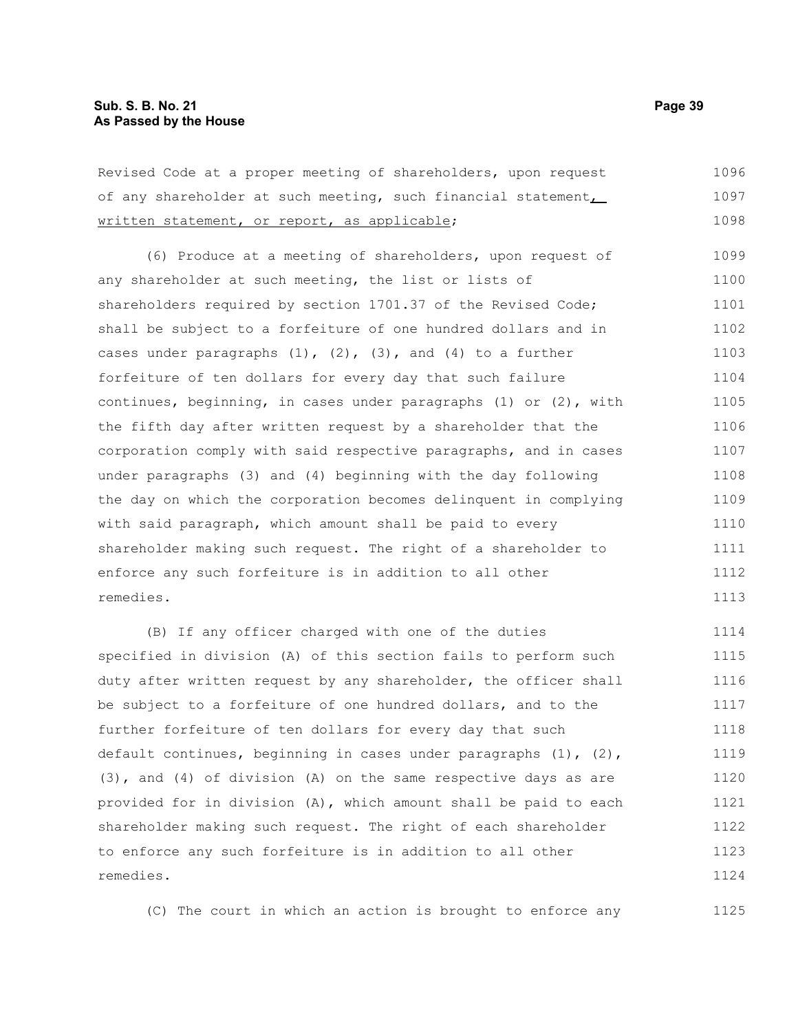Revised Code at a proper meeting of shareholders, upon request of any shareholder at such meeting, such financial statement, written statement, or report, as applicable;

(6) Produce at a meeting of shareholders, upon request of any shareholder at such meeting, the list or lists of shareholders required by section 1701.37 of the Revised Code; shall be subject to a forfeiture of one hundred dollars and in cases under paragraphs (1), (2), (3), and (4) to a further forfeiture of ten dollars for every day that such failure continues, beginning, in cases under paragraphs (1) or (2), with the fifth day after written request by a shareholder that the corporation comply with said respective paragraphs, and in cases under paragraphs (3) and (4) beginning with the day following the day on which the corporation becomes delinquent in complying with said paragraph, which amount shall be paid to every shareholder making such request. The right of a shareholder to enforce any such forfeiture is in addition to all other remedies.

(B) If any officer charged with one of the duties specified in division (A) of this section fails to perform such duty after written request by any shareholder, the officer shall be subject to a forfeiture of one hundred dollars, and to the further forfeiture of ten dollars for every day that such default continues, beginning in cases under paragraphs (1), (2), (3), and (4) of division (A) on the same respective days as are provided for in division (A), which amount shall be paid to each shareholder making such request. The right of each shareholder to enforce any such forfeiture is in addition to all other remedies.

(C) The court in which an action is brought to enforce any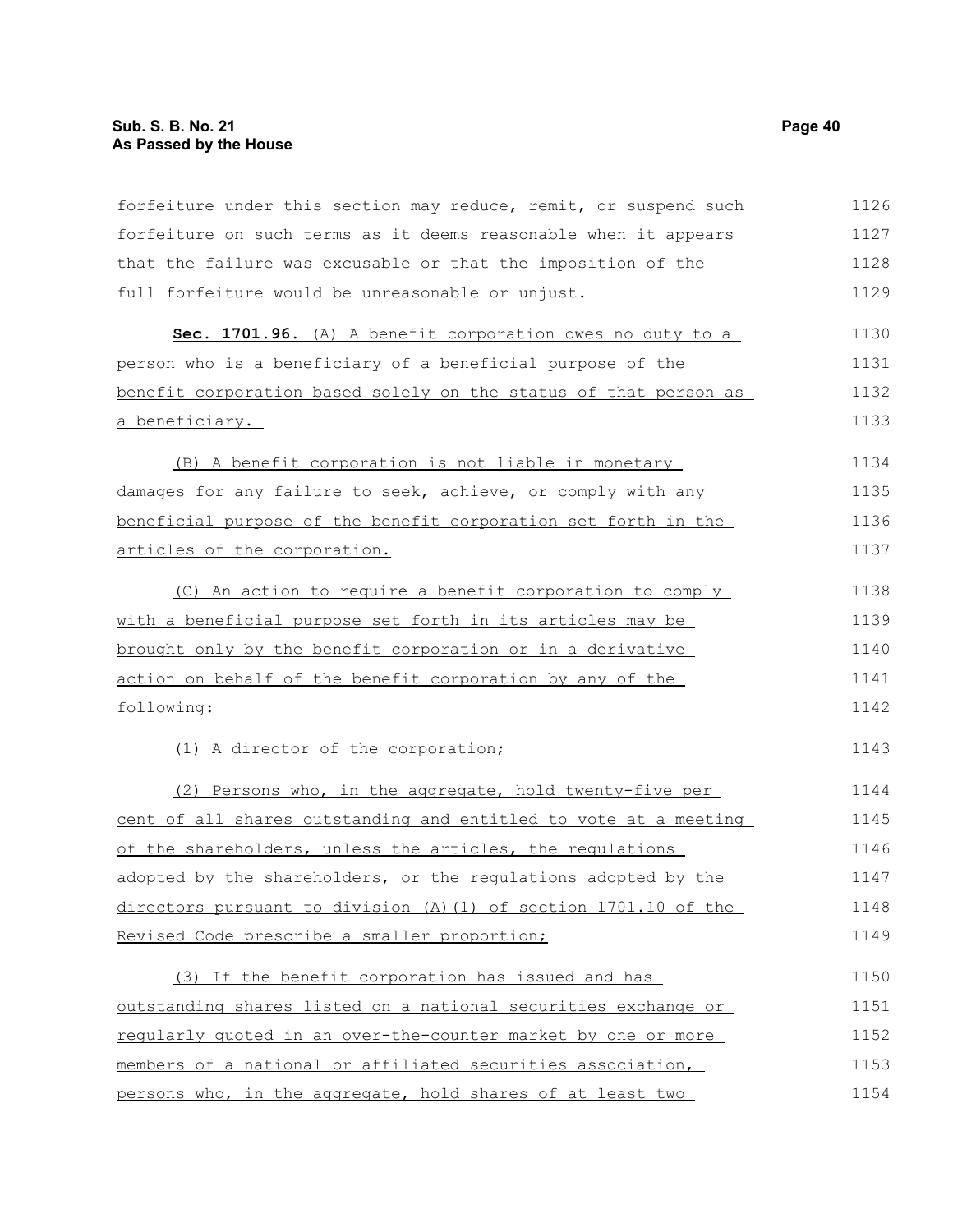forfeiture under this section may reduce, remit, or suspend such forfeiture on such terms as it deems reasonable when it appears that the failure was excusable or that the imposition of the full forfeiture would be unreasonable or unjust.

**Sec. 1701.96.** (A) A benefit corporation owes no duty to a person who is a beneficiary of a beneficial purpose of the benefit corporation based solely on the status of that person as a beneficiary.

(B) A benefit corporation is not liable in monetary damages for any failure to seek, achieve, or comply with any beneficial purpose of the benefit corporation set forth in the articles of the corporation.

(C) An action to require a benefit corporation to comply with a beneficial purpose set forth in its articles may be brought only by the benefit corporation or in a derivative action on behalf of the benefit corporation by any of the following:

(1) A director of the corporation;

(2) Persons who, in the aggregate, hold twenty-five per cent of all shares outstanding and entitled to vote at a meeting of the shareholders, unless the articles, the regulations adopted by the shareholders, or the regulations adopted by the directors pursuant to division (A)(1) of section 1701.10 of the Revised Code prescribe a smaller proportion;

(3) If the benefit corporation has issued and has outstanding shares listed on a national securities exchange or regularly quoted in an over-the-counter market by one or more members of a national or affiliated securities association, persons who, in the aggregate, hold shares of at least two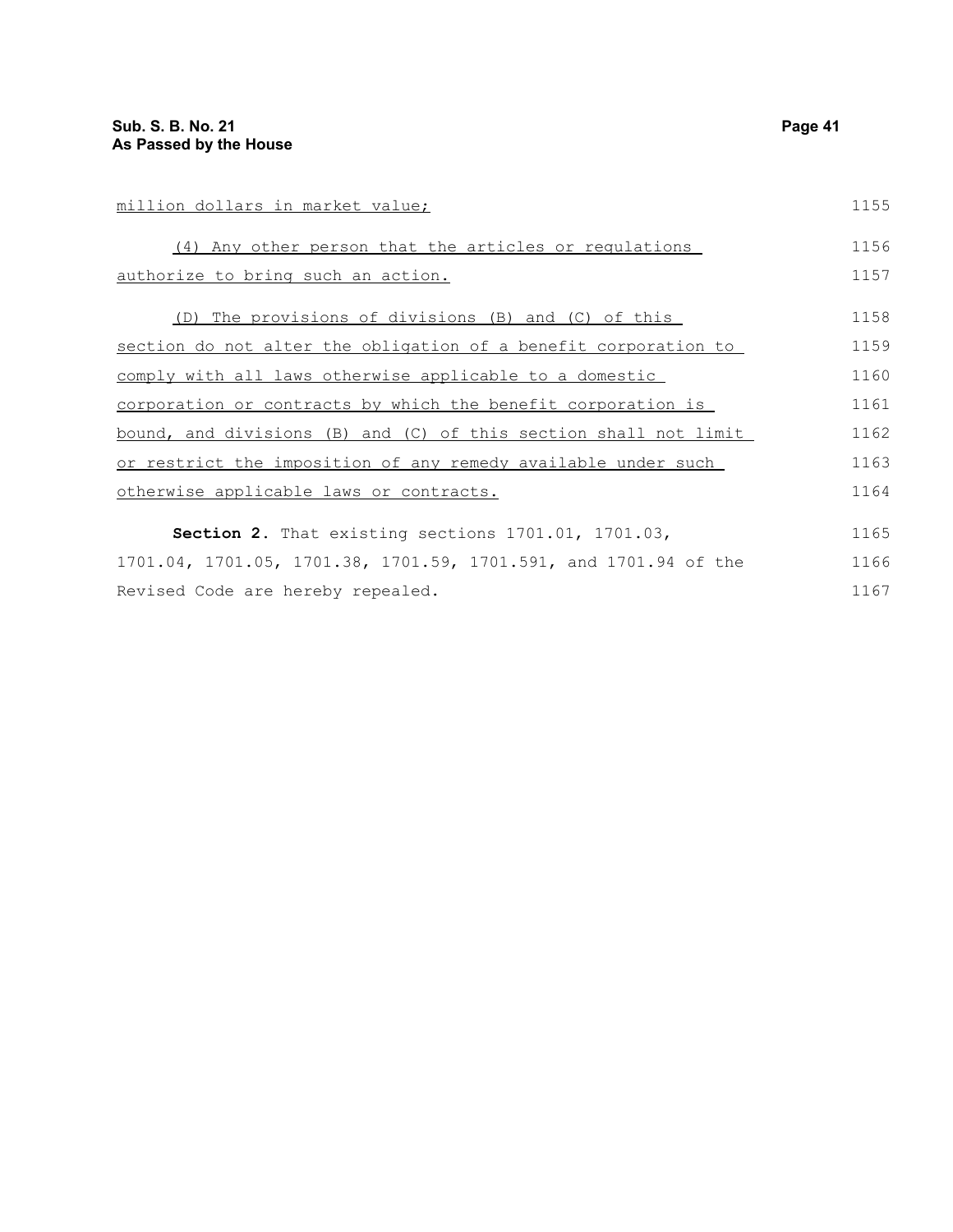million dollars in market value;

(4) Any other person that the articles or regulations authorize to bring such an action.

(D) The provisions of divisions (B) and (C) of this section do not alter the obligation of a benefit corporation to comply with all laws otherwise applicable to a domestic corporation or contracts by which the benefit corporation is bound, and divisions (B) and (C) of this section shall not limit or restrict the imposition of any remedy available under such otherwise applicable laws or contracts.

**Section 2.** That existing sections 1701.01, 1701.03, 1701.04, 1701.05, 1701.38, 1701.59, 1701.591, and 1701.94 of the Revised Code are hereby repealed.